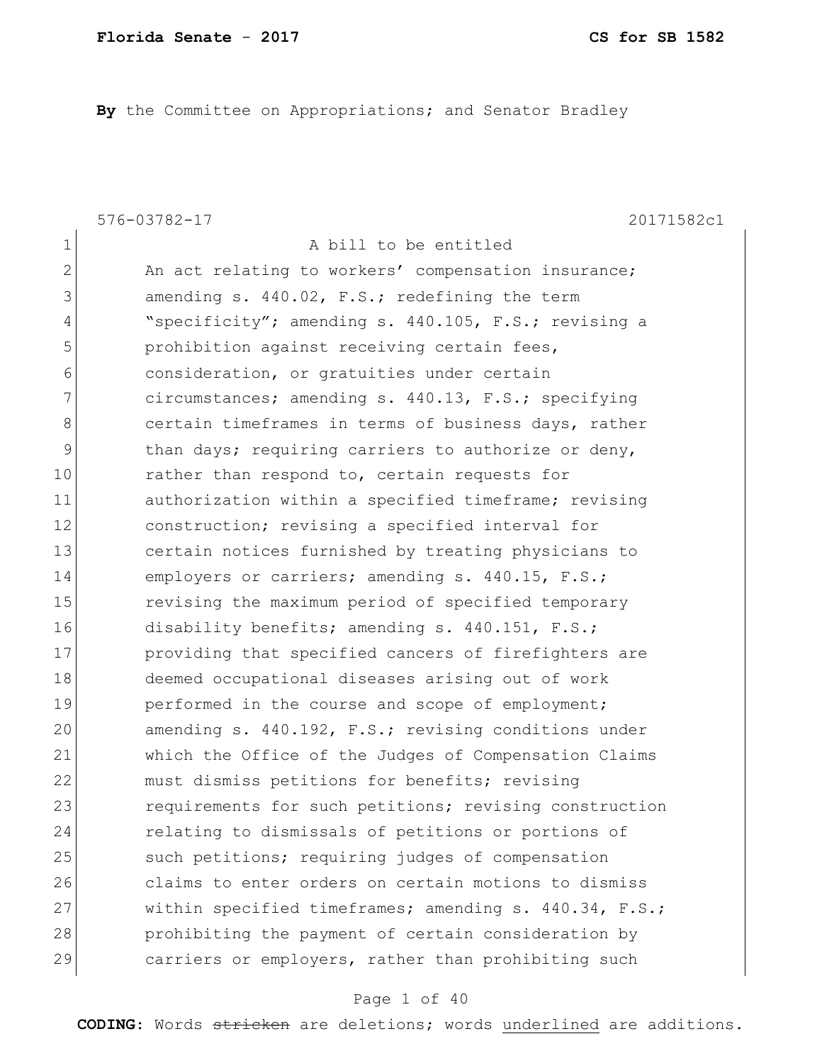**By** the Committee on Appropriations; and Senator Bradley

576-03782-17 20171582c1

A bill to be entitled

An act relating to workers' compensation insurance; amending s. 440.02, F.S.; redefining the term "specificity"; amending s. 440.105, F.S.; revising a prohibition against receiving certain fees, consideration, or gratuities under certain circumstances; amending s. 440.13, F.S.; specifying certain timeframes in terms of business days, rather than days; requiring carriers to authorize or deny, rather than respond to, certain requests for authorization within a specified timeframe; revising construction; revising a specified interval for certain notices furnished by treating physicians to employers or carriers; amending s. 440.15, F.S.; revising the maximum period of specified temporary disability benefits; amending s. 440.151, F.S.; providing that specified cancers of firefighters are deemed occupational diseases arising out of work performed in the course and scope of employment; amending s. 440.192, F.S.; revising conditions under which the Office of the Judges of Compensation Claims must dismiss petitions for benefits; revising requirements for such petitions; revising construction relating to dismissals of petitions or portions of such petitions; requiring judges of compensation claims to enter orders on certain motions to dismiss within specified timeframes; amending s. 440.34, F.S.; prohibiting the payment of certain consideration by carriers or employers, rather than prohibiting such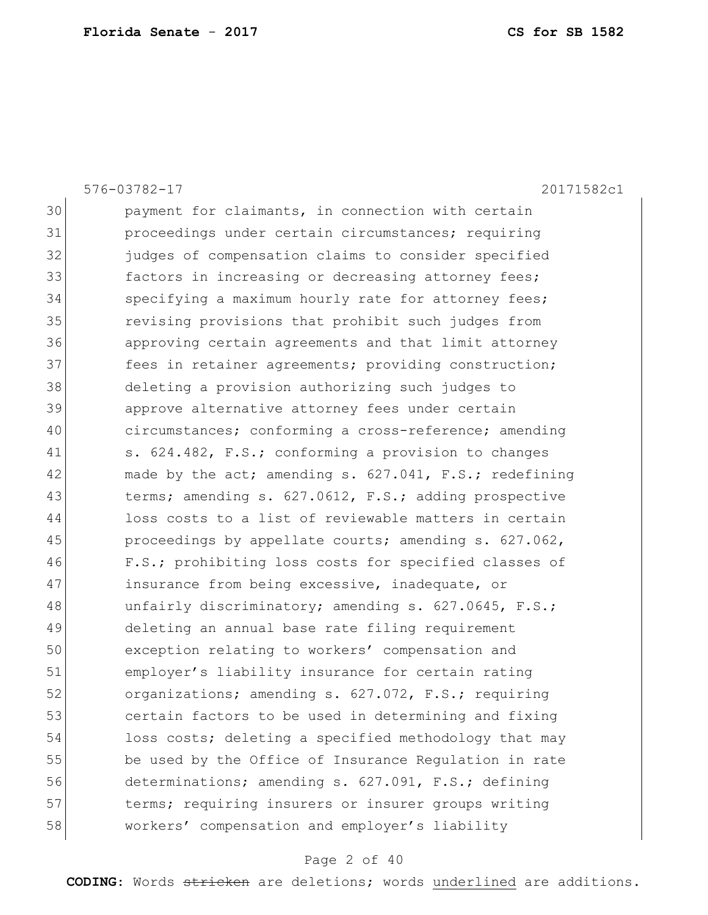30 payment for claimants, in connection with certain
31 proceedings under certain circumstances; requiring
32 judges of compensation claims to consider specified
33 factors in increasing or decreasing attorney fees;
34 specifying a maximum hourly rate for attorney fees;
35 revising provisions that prohibit such judges from
36 approving certain agreements and that limit attorney
37 fees in retainer agreements; providing construction;
38 deleting a provision authorizing such judges to
39 approve alternative attorney fees under certain
40 circumstances; conforming a cross-reference; amending
41 s. 624.482, F.S.; conforming a provision to changes
42 made by the act; amending s. 627.041, F.S.; redefining
43 terms; amending s. 627.0612, F.S.; adding prospective
44 loss costs to a list of reviewable matters in certain
45 proceedings by appellate courts; amending s. 627.062,
46 F.S.; prohibiting loss costs for specified classes of
47 insurance from being excessive, inadequate, or
48 unfairly discriminatory; amending s. 627.0645, F.S.;
49 deleting an annual base rate filing requirement
50 exception relating to workers' compensation and
51 employer's liability insurance for certain rating
52 organizations; amending s. 627.072, F.S.; requiring
53 certain factors to be used in determining and fixing
54 loss costs; deleting a specified methodology that may
55 be used by the Office of Insurance Regulation in rate
56 determinations; amending s. 627.091, F.S.; defining
57 terms; requiring insurers or insurer groups writing
58 workers' compensation and employer's liability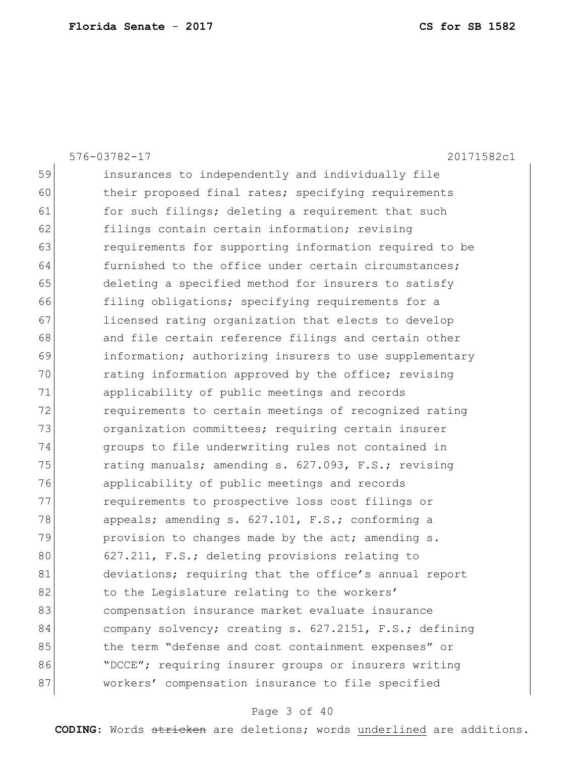insurances to independently and individually file their proposed final rates; specifying requirements for such filings; deleting a requirement that such filings contain certain information; revising requirements for supporting information required to be furnished to the office under certain circumstances; deleting a specified method for insurers to satisfy filing obligations; specifying requirements for a licensed rating organization that elects to develop and file certain reference filings and certain other information; authorizing insurers to use supplementary rating information approved by the office; revising applicability of public meetings and records requirements to certain meetings of recognized rating organization committees; requiring certain insurer groups to file underwriting rules not contained in rating manuals; amending s. 627.093, F.S.; revising applicability of public meetings and records requirements to prospective loss cost filings or appeals; amending s. 627.101, F.S.; conforming a provision to changes made by the act; amending s. 627.211, F.S.; deleting provisions relating to deviations; requiring that the office's annual report to the Legislature relating to the workers' compensation insurance market evaluate insurance company solvency; creating s. 627.2151, F.S.; defining the term "defense and cost containment expenses" or "DCCE"; requiring insurer groups or insurers writing workers' compensation insurance to file specified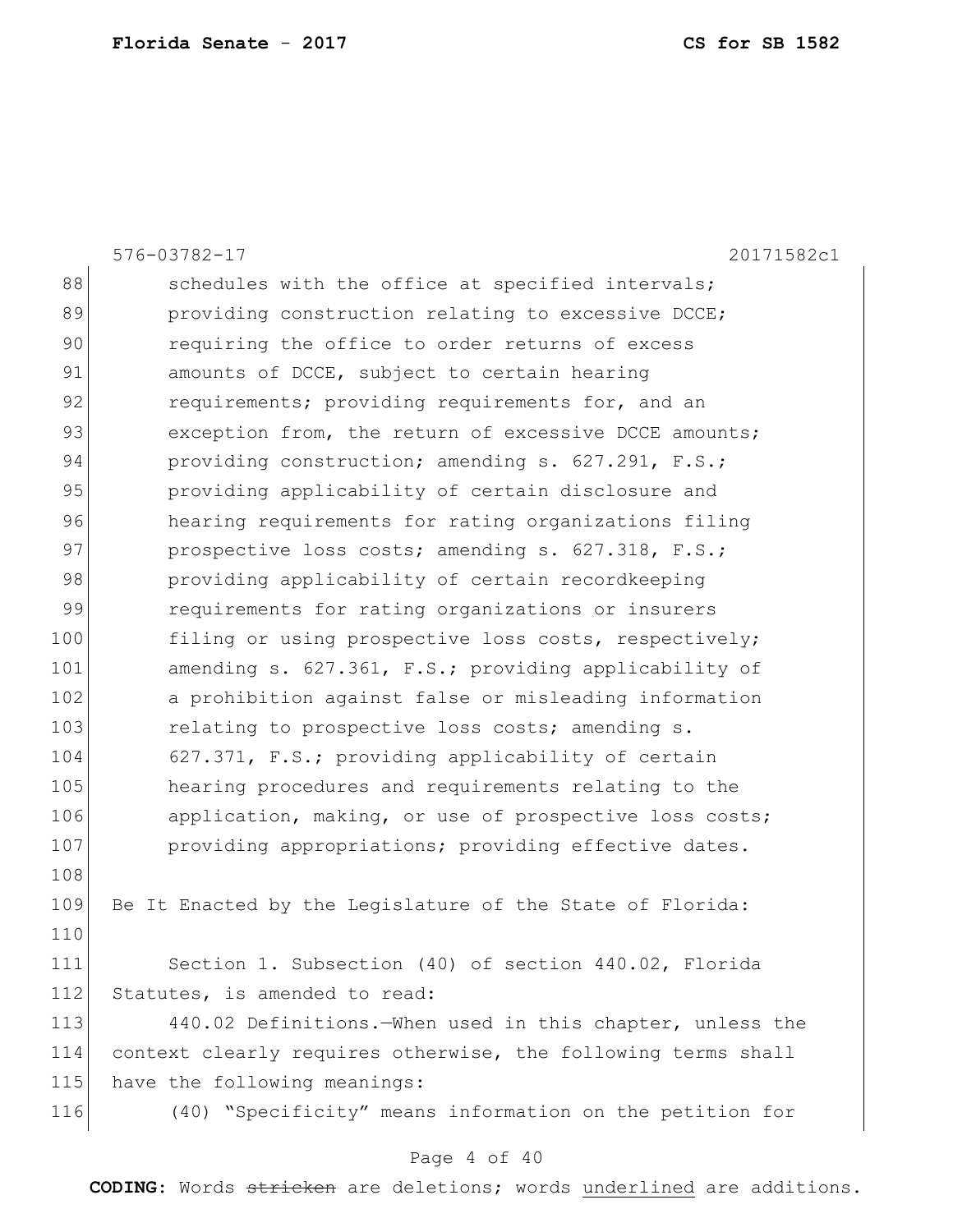schedules with the office at specified intervals; providing construction relating to excessive DCCE; requiring the office to order returns of excess amounts of DCCE, subject to certain hearing requirements; providing requirements for, and an exception from, the return of excessive DCCE amounts; providing construction; amending s. 627.291, F.S.; providing applicability of certain disclosure and hearing requirements for rating organizations filing prospective loss costs; amending s. 627.318, F.S.; providing applicability of certain recordkeeping requirements for rating organizations or insurers filing or using prospective loss costs, respectively; amending s. 627.361, F.S.; providing applicability of a prohibition against false or misleading information relating to prospective loss costs; amending s. 627.371, F.S.; providing applicability of certain hearing procedures and requirements relating to the application, making, or use of prospective loss costs; providing appropriations; providing effective dates.

Be It Enacted by the Legislature of the State of Florida:

Section 1. Subsection (40) of section 440.02, Florida Statutes, is amended to read:

440.02 Definitions.—When used in this chapter, unless the context clearly requires otherwise, the following terms shall have the following meanings:

(40) "Specificity" means information on the petition for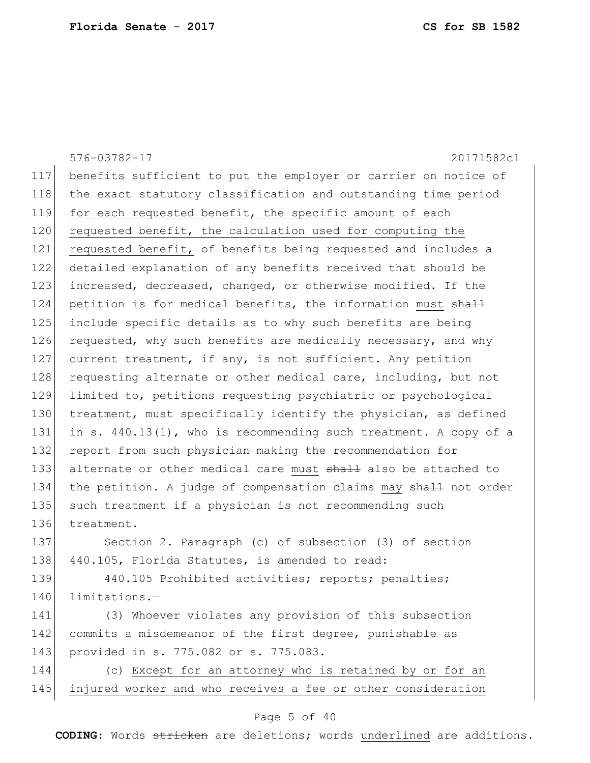benefits sufficient to put the employer or carrier on notice of the exact statutory classification and outstanding time period <u>for each requested benefit, the specific amount of each requested benefit, the calculation used for computing the requested benefit,</u> ~~of benefits being requested~~ and ~~includes~~ a detailed explanation of any benefits received that should be increased, decreased, changed, or otherwise modified. If the petition is for medical benefits, the information <u>must</u> ~~shall~~ include specific details as to why such benefits are being requested, why such benefits are medically necessary, and why current treatment, if any, is not sufficient. Any petition requesting alternate or other medical care, including, but not limited to, petitions requesting psychiatric or psychological treatment, must specifically identify the physician, as defined in s. 440.13(1), who is recommending such treatment. A copy of a report from such physician making the recommendation for alternate or other medical care <u>must</u> ~~shall~~ also be attached to the petition. A judge of compensation claims <u>may</u> ~~shall~~ not order such treatment if a physician is not recommending such treatment.

Section 2. Paragraph (c) of subsection (3) of section 440.105, Florida Statutes, is amended to read:

440.105 Prohibited activities; reports; penalties; limitations.—

(3) Whoever violates any provision of this subsection commits a misdemeanor of the first degree, punishable as provided in s. 775.082 or s. 775.083.

(c) <u>Except for an attorney who is retained by or for an injured worker and who receives a fee or other consideration</u>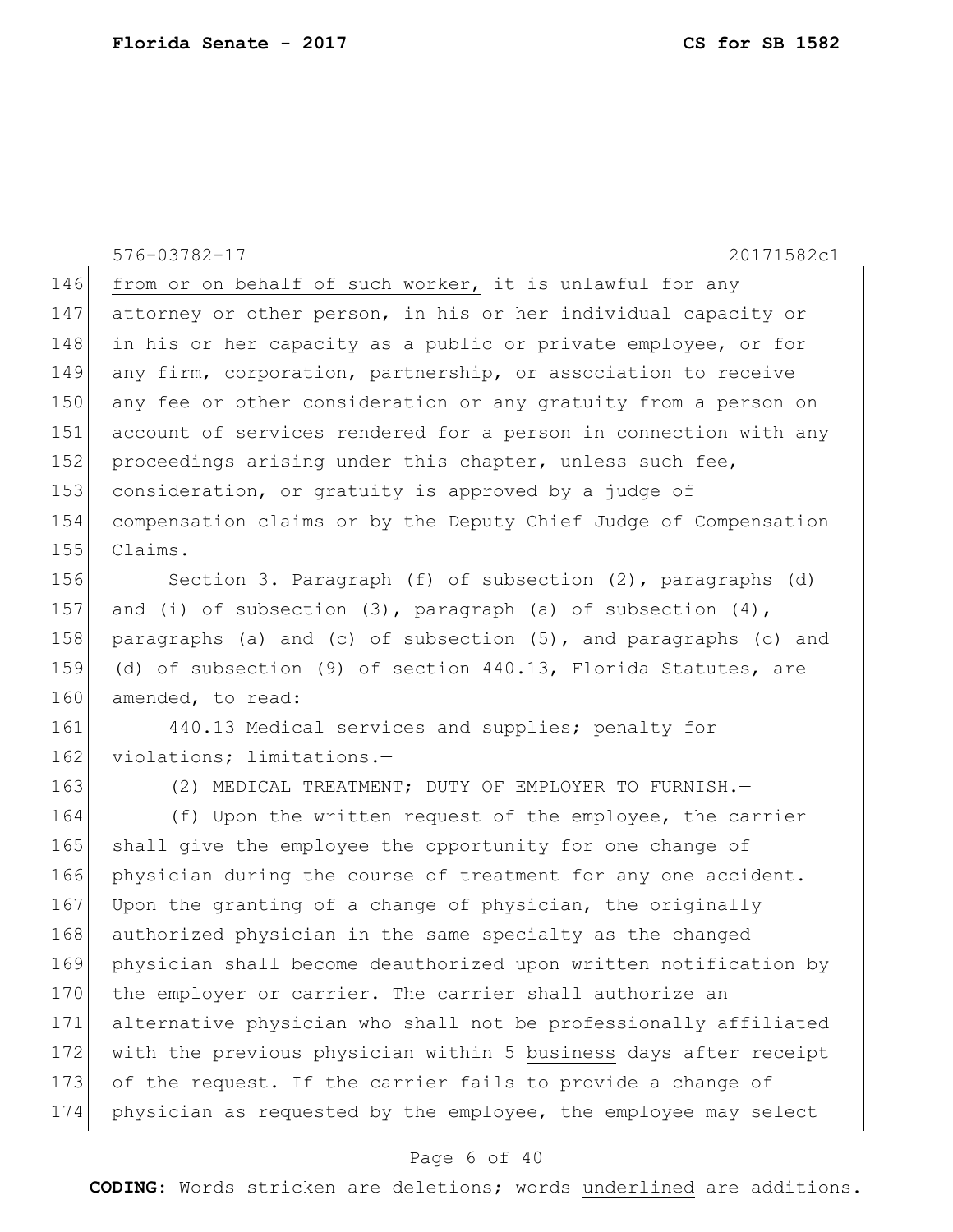from or on behalf of such worker, it is unlawful for any ~~attorney or other~~ person, in his or her individual capacity or in his or her capacity as a public or private employee, or for any firm, corporation, partnership, or association to receive any fee or other consideration or any gratuity from a person on account of services rendered for a person in connection with any proceedings arising under this chapter, unless such fee, consideration, or gratuity is approved by a judge of compensation claims or by the Deputy Chief Judge of Compensation Claims.

Section 3. Paragraph (f) of subsection (2), paragraphs (d) and (i) of subsection (3), paragraph (a) of subsection (4), paragraphs (a) and (c) of subsection (5), and paragraphs (c) and (d) of subsection (9) of section 440.13, Florida Statutes, are amended, to read:

440.13 Medical services and supplies; penalty for violations; limitations.—

(2) MEDICAL TREATMENT; DUTY OF EMPLOYER TO FURNISH.—

(f) Upon the written request of the employee, the carrier shall give the employee the opportunity for one change of physician during the course of treatment for any one accident. Upon the granting of a change of physician, the originally authorized physician in the same specialty as the changed physician shall become deauthorized upon written notification by the employer or carrier. The carrier shall authorize an alternative physician who shall not be professionally affiliated with the previous physician within 5 business days after receipt of the request. If the carrier fails to provide a change of physician as requested by the employee, the employee may select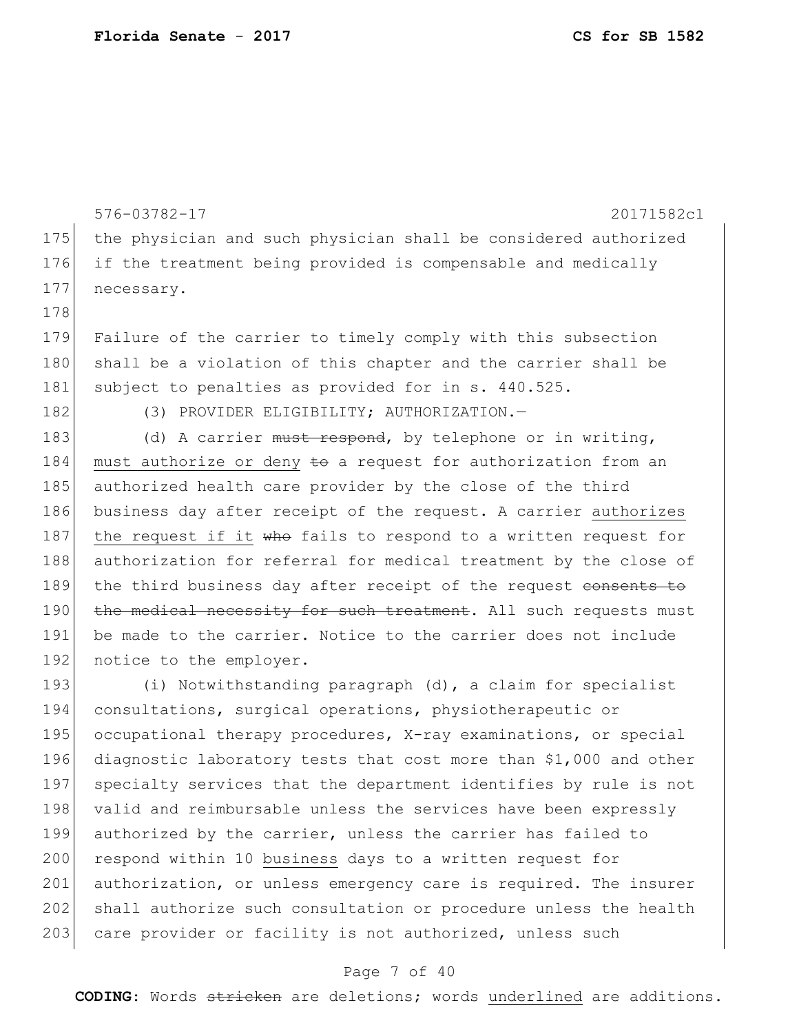the physician and such physician shall be considered authorized if the treatment being provided is compensable and medically necessary.

Failure of the carrier to timely comply with this subsection shall be a violation of this chapter and the carrier shall be subject to penalties as provided for in s. 440.525.

(3) PROVIDER ELIGIBILITY; AUTHORIZATION.—

(d) A carrier ~~must respond~~, by telephone or in writing, must authorize or deny ~~to~~ a request for authorization from an authorized health care provider by the close of the third business day after receipt of the request. A carrier authorizes the request if it ~~who~~ fails to respond to a written request for authorization for referral for medical treatment by the close of the third business day after receipt of the request ~~consents to the medical necessity for such treatment~~. All such requests must be made to the carrier. Notice to the carrier does not include notice to the employer.

(i) Notwithstanding paragraph (d), a claim for specialist consultations, surgical operations, physiotherapeutic or occupational therapy procedures, X-ray examinations, or special diagnostic laboratory tests that cost more than $1,000 and other specialty services that the department identifies by rule is not valid and reimbursable unless the services have been expressly authorized by the carrier, unless the carrier has failed to respond within 10 business days to a written request for authorization, or unless emergency care is required. The insurer shall authorize such consultation or procedure unless the health care provider or facility is not authorized, unless such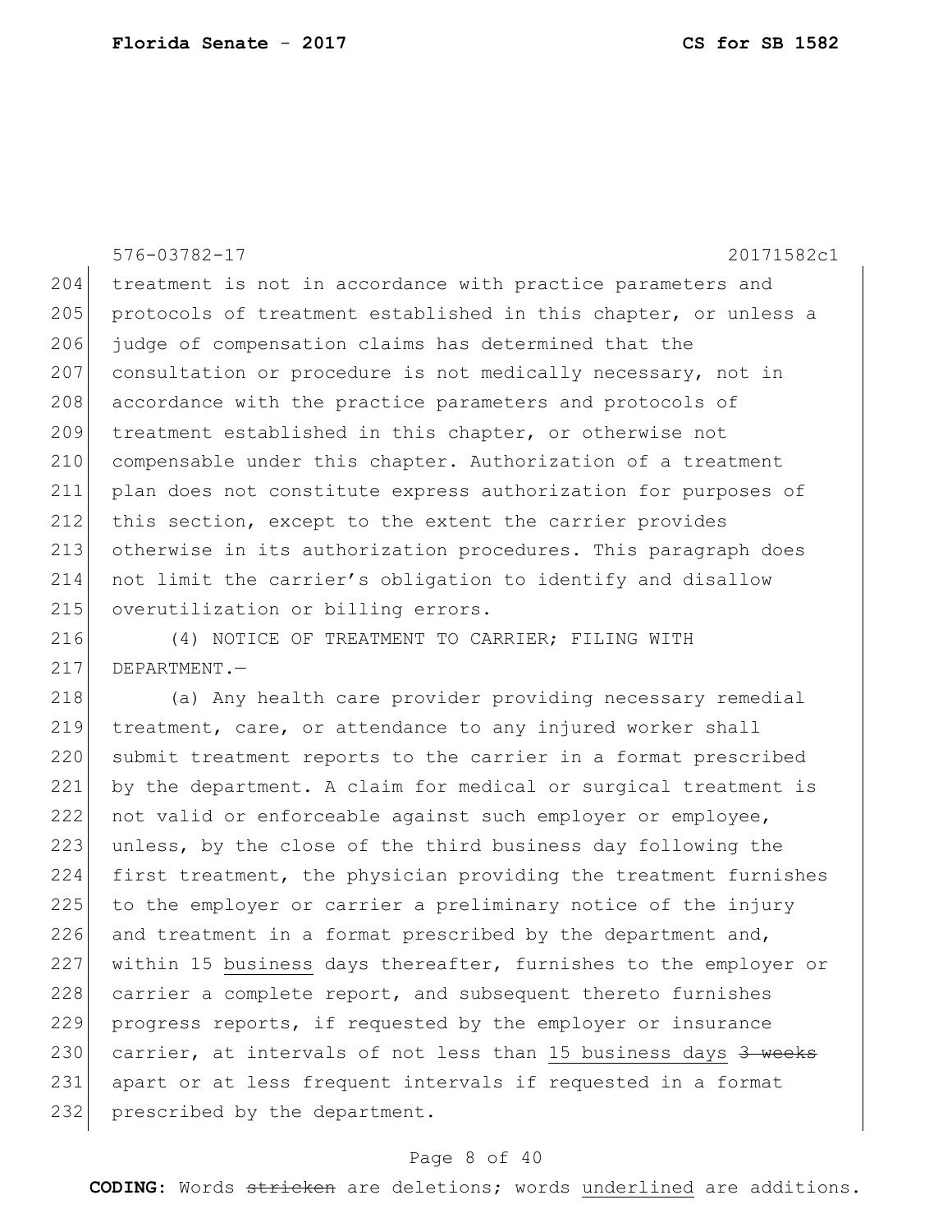treatment is not in accordance with practice parameters and protocols of treatment established in this chapter, or unless a judge of compensation claims has determined that the consultation or procedure is not medically necessary, not in accordance with the practice parameters and protocols of treatment established in this chapter, or otherwise not compensable under this chapter. Authorization of a treatment plan does not constitute express authorization for purposes of this section, except to the extent the carrier provides otherwise in its authorization procedures. This paragraph does not limit the carrier's obligation to identify and disallow overutilization or billing errors.

(4) NOTICE OF TREATMENT TO CARRIER; FILING WITH DEPARTMENT.—

(a) Any health care provider providing necessary remedial treatment, care, or attendance to any injured worker shall submit treatment reports to the carrier in a format prescribed by the department. A claim for medical or surgical treatment is not valid or enforceable against such employer or employee, unless, by the close of the third business day following the first treatment, the physician providing the treatment furnishes to the employer or carrier a preliminary notice of the injury and treatment in a format prescribed by the department and, within 15 <u>business</u> days thereafter, furnishes to the employer or carrier a complete report, and subsequent thereto furnishes progress reports, if requested by the employer or insurance carrier, at intervals of not less than <u>15 business days</u> ~~3 weeks~~ apart or at less frequent intervals if requested in a format prescribed by the department.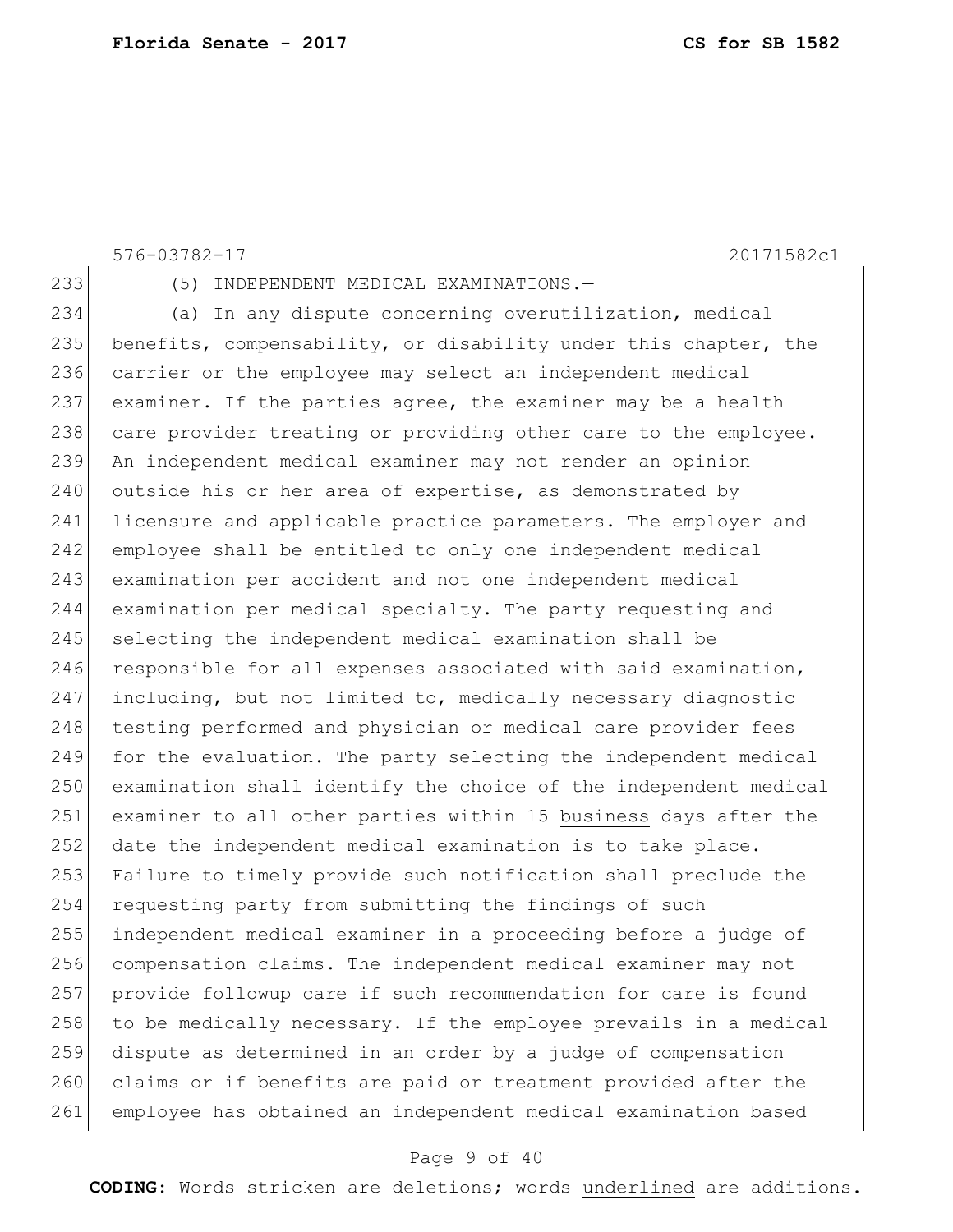(5) INDEPENDENT MEDICAL EXAMINATIONS.—

(a) In any dispute concerning overutilization, medical benefits, compensability, or disability under this chapter, the carrier or the employee may select an independent medical examiner. If the parties agree, the examiner may be a health care provider treating or providing other care to the employee. An independent medical examiner may not render an opinion outside his or her area of expertise, as demonstrated by licensure and applicable practice parameters. The employer and employee shall be entitled to only one independent medical examination per accident and not one independent medical examination per medical specialty. The party requesting and selecting the independent medical examination shall be responsible for all expenses associated with said examination, including, but not limited to, medically necessary diagnostic testing performed and physician or medical care provider fees for the evaluation. The party selecting the independent medical examination shall identify the choice of the independent medical examiner to all other parties within 15 <u>business</u> days after the date the independent medical examination is to take place. Failure to timely provide such notification shall preclude the requesting party from submitting the findings of such independent medical examiner in a proceeding before a judge of compensation claims. The independent medical examiner may not provide followup care if such recommendation for care is found to be medically necessary. If the employee prevails in a medical dispute as determined in an order by a judge of compensation claims or if benefits are paid or treatment provided after the employee has obtained an independent medical examination based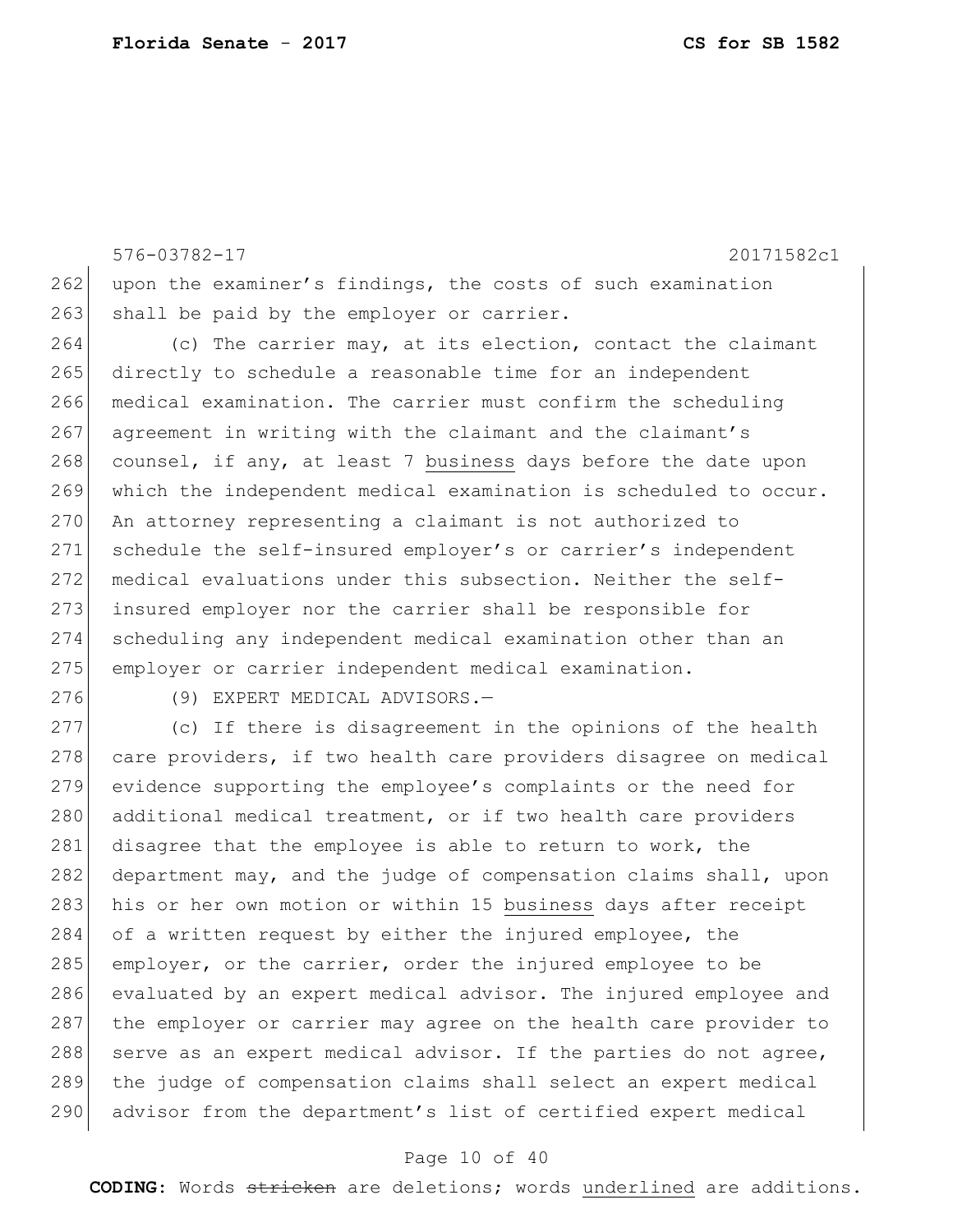upon the examiner's findings, the costs of such examination shall be paid by the employer or carrier.

(c) The carrier may, at its election, contact the claimant directly to schedule a reasonable time for an independent medical examination. The carrier must confirm the scheduling agreement in writing with the claimant and the claimant's counsel, if any, at least 7 <u>business</u> days before the date upon which the independent medical examination is scheduled to occur. An attorney representing a claimant is not authorized to schedule the self-insured employer's or carrier's independent medical evaluations under this subsection. Neither the self-insured employer nor the carrier shall be responsible for scheduling any independent medical examination other than an employer or carrier independent medical examination.

(9) EXPERT MEDICAL ADVISORS.—

(c) If there is disagreement in the opinions of the health care providers, if two health care providers disagree on medical evidence supporting the employee's complaints or the need for additional medical treatment, or if two health care providers disagree that the employee is able to return to work, the department may, and the judge of compensation claims shall, upon his or her own motion or within 15 <u>business</u> days after receipt of a written request by either the injured employee, the employer, or the carrier, order the injured employee to be evaluated by an expert medical advisor. The injured employee and the employer or carrier may agree on the health care provider to serve as an expert medical advisor. If the parties do not agree, the judge of compensation claims shall select an expert medical advisor from the department's list of certified expert medical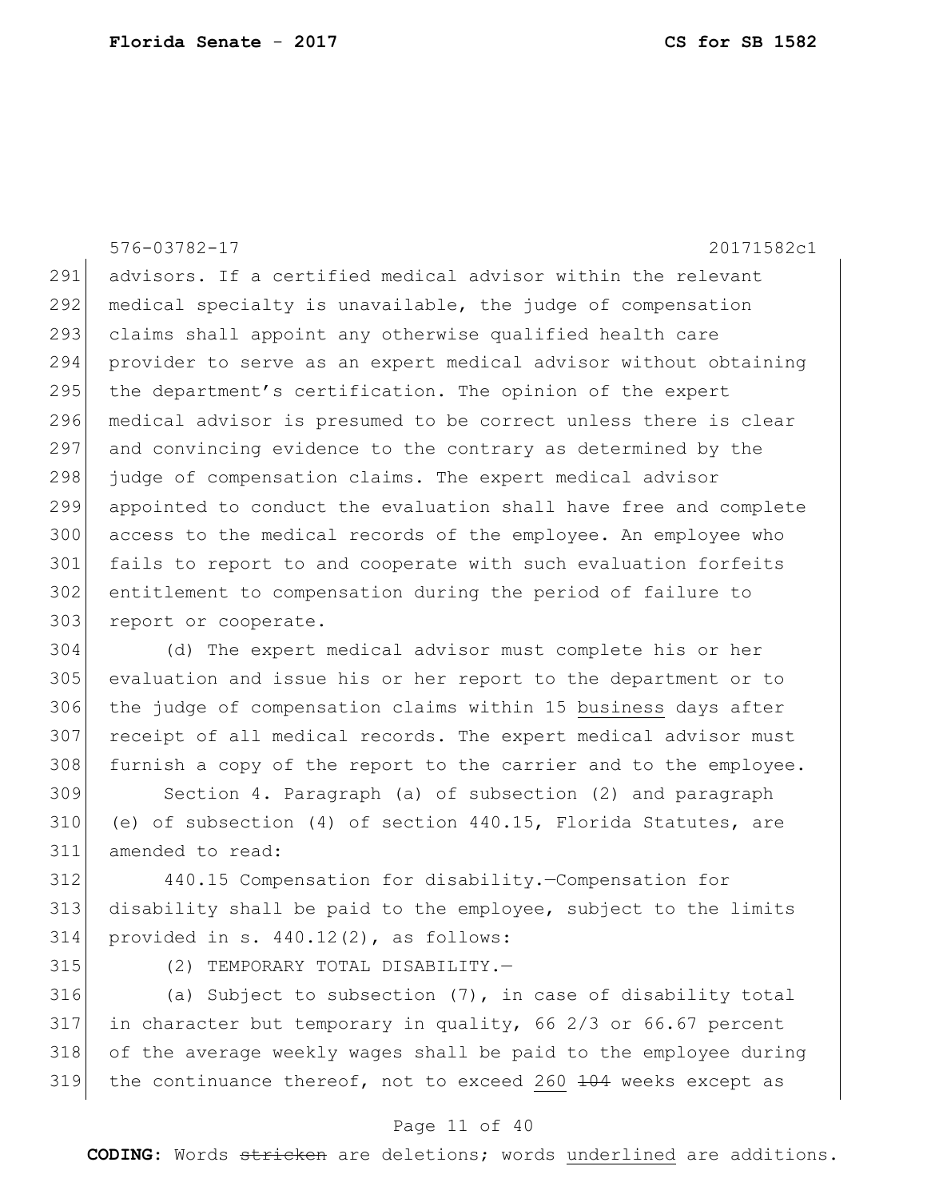advisors. If a certified medical advisor within the relevant medical specialty is unavailable, the judge of compensation claims shall appoint any otherwise qualified health care provider to serve as an expert medical advisor without obtaining the department's certification. The opinion of the expert medical advisor is presumed to be correct unless there is clear and convincing evidence to the contrary as determined by the judge of compensation claims. The expert medical advisor appointed to conduct the evaluation shall have free and complete access to the medical records of the employee. An employee who fails to report to and cooperate with such evaluation forfeits entitlement to compensation during the period of failure to report or cooperate.

(d) The expert medical advisor must complete his or her evaluation and issue his or her report to the department or to the judge of compensation claims within 15 business days after receipt of all medical records. The expert medical advisor must furnish a copy of the report to the carrier and to the employee.

Section 4. Paragraph (a) of subsection (2) and paragraph (e) of subsection (4) of section 440.15, Florida Statutes, are amended to read:

440.15 Compensation for disability.—Compensation for disability shall be paid to the employee, subject to the limits provided in s. 440.12(2), as follows:

(2) TEMPORARY TOTAL DISABILITY.—

(a) Subject to subsection (7), in case of disability total in character but temporary in quality, 66 2/3 or 66.67 percent of the average weekly wages shall be paid to the employee during the continuance thereof, not to exceed 260 ~~104~~ weeks except as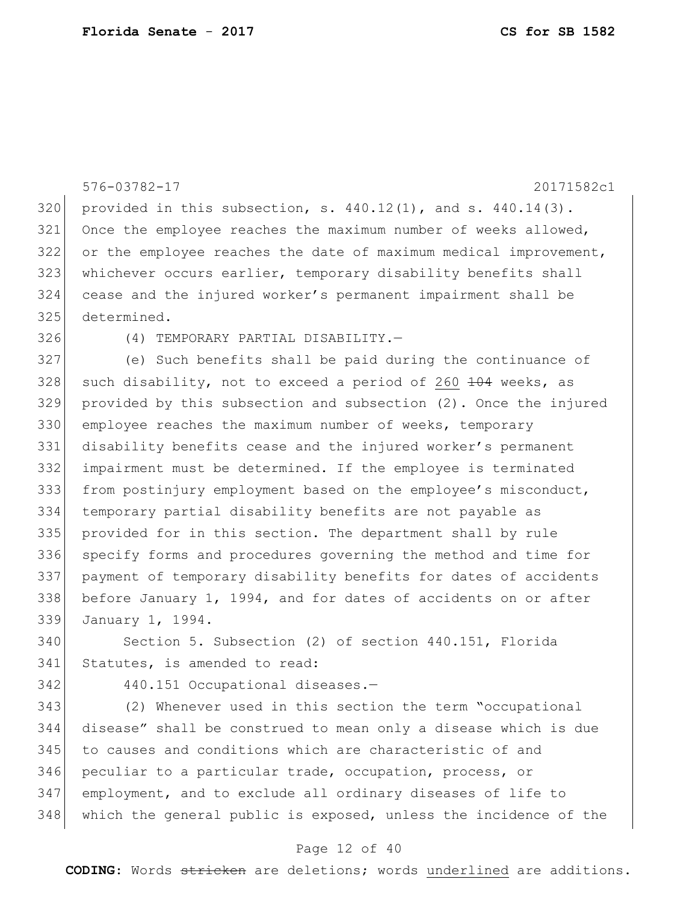provided in this subsection, s. 440.12(1), and s. 440.14(3). Once the employee reaches the maximum number of weeks allowed, or the employee reaches the date of maximum medical improvement, whichever occurs earlier, temporary disability benefits shall cease and the injured worker's permanent impairment shall be determined.

(4) TEMPORARY PARTIAL DISABILITY.—

(e) Such benefits shall be paid during the continuance of such disability, not to exceed a period of <u>260</u> ~~104~~ weeks, as provided by this subsection and subsection (2). Once the injured employee reaches the maximum number of weeks, temporary disability benefits cease and the injured worker's permanent impairment must be determined. If the employee is terminated from postinjury employment based on the employee's misconduct, temporary partial disability benefits are not payable as provided for in this section. The department shall by rule specify forms and procedures governing the method and time for payment of temporary disability benefits for dates of accidents before January 1, 1994, and for dates of accidents on or after January 1, 1994.

Section 5. Subsection (2) of section 440.151, Florida Statutes, is amended to read:

440.151 Occupational diseases.—

(2) Whenever used in this section the term "occupational disease" shall be construed to mean only a disease which is due to causes and conditions which are characteristic of and peculiar to a particular trade, occupation, process, or employment, and to exclude all ordinary diseases of life to which the general public is exposed, unless the incidence of the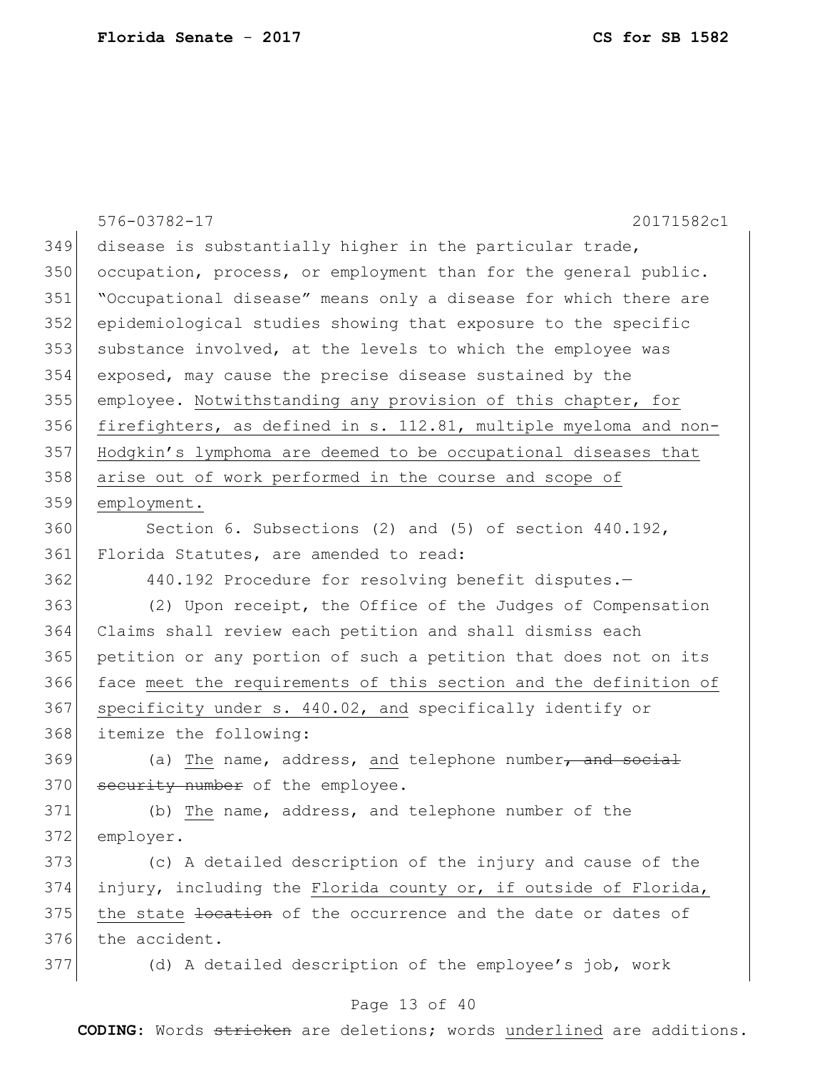disease is substantially higher in the particular trade, occupation, process, or employment than for the general public. "Occupational disease" means only a disease for which there are epidemiological studies showing that exposure to the specific substance involved, at the levels to which the employee was exposed, may cause the precise disease sustained by the employee. <u>Notwithstanding any provision of this chapter, for firefighters, as defined in s. 112.81, multiple myeloma and non-Hodgkin's lymphoma are deemed to be occupational diseases that arise out of work performed in the course and scope of employment.</u>

Section 6. Subsections (2) and (5) of section 440.192, Florida Statutes, are amended to read:

440.192 Procedure for resolving benefit disputes.—

(2) Upon receipt, the Office of the Judges of Compensation Claims shall review each petition and shall dismiss each petition or any portion of such a petition that does not on its face <u>meet the requirements of this section and the definition of specificity under s. 440.02, and</u> specifically identify or itemize the following:

(a) <u>The</u> name, address, <u>and</u> telephone number~~, and social security number~~ of the employee.

(b) <u>The</u> name, address, and telephone number of the employer.

(c) A detailed description of the injury and cause of the injury, including the <u>Florida county or, if outside of Florida, the state</u> ~~location~~ of the occurrence and the date or dates of the accident.

(d) A detailed description of the employee's job, work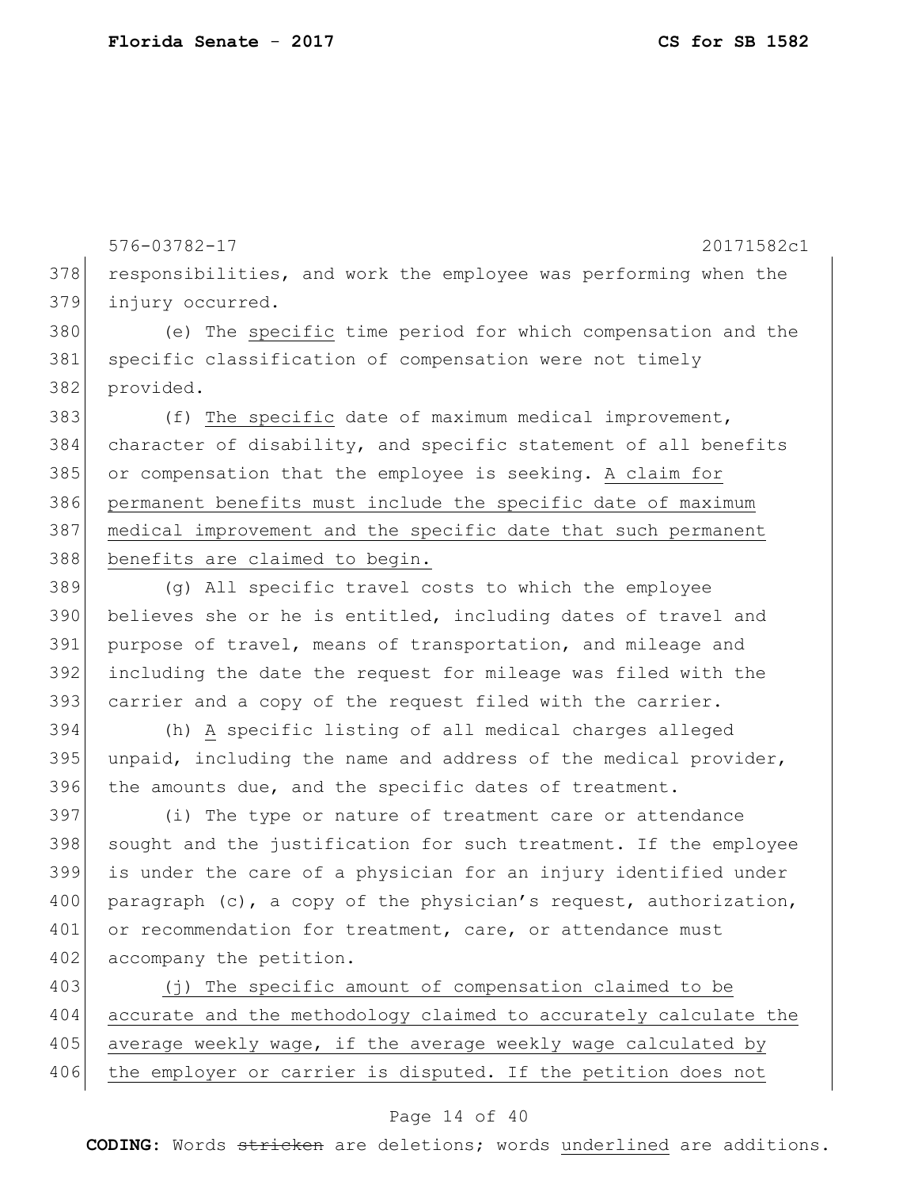responsibilities, and work the employee was performing when the injury occurred.

(e) The specific time period for which compensation and the specific classification of compensation were not timely provided.

(f) The specific date of maximum medical improvement, character of disability, and specific statement of all benefits or compensation that the employee is seeking. A claim for permanent benefits must include the specific date of maximum medical improvement and the specific date that such permanent benefits are claimed to begin.

(g) All specific travel costs to which the employee believes she or he is entitled, including dates of travel and purpose of travel, means of transportation, and mileage and including the date the request for mileage was filed with the carrier and a copy of the request filed with the carrier.

(h) A specific listing of all medical charges alleged unpaid, including the name and address of the medical provider, the amounts due, and the specific dates of treatment.

(i) The type or nature of treatment care or attendance sought and the justification for such treatment. If the employee is under the care of a physician for an injury identified under paragraph (c), a copy of the physician's request, authorization, or recommendation for treatment, care, or attendance must accompany the petition.

(j) The specific amount of compensation claimed to be accurate and the methodology claimed to accurately calculate the average weekly wage, if the average weekly wage calculated by the employer or carrier is disputed. If the petition does not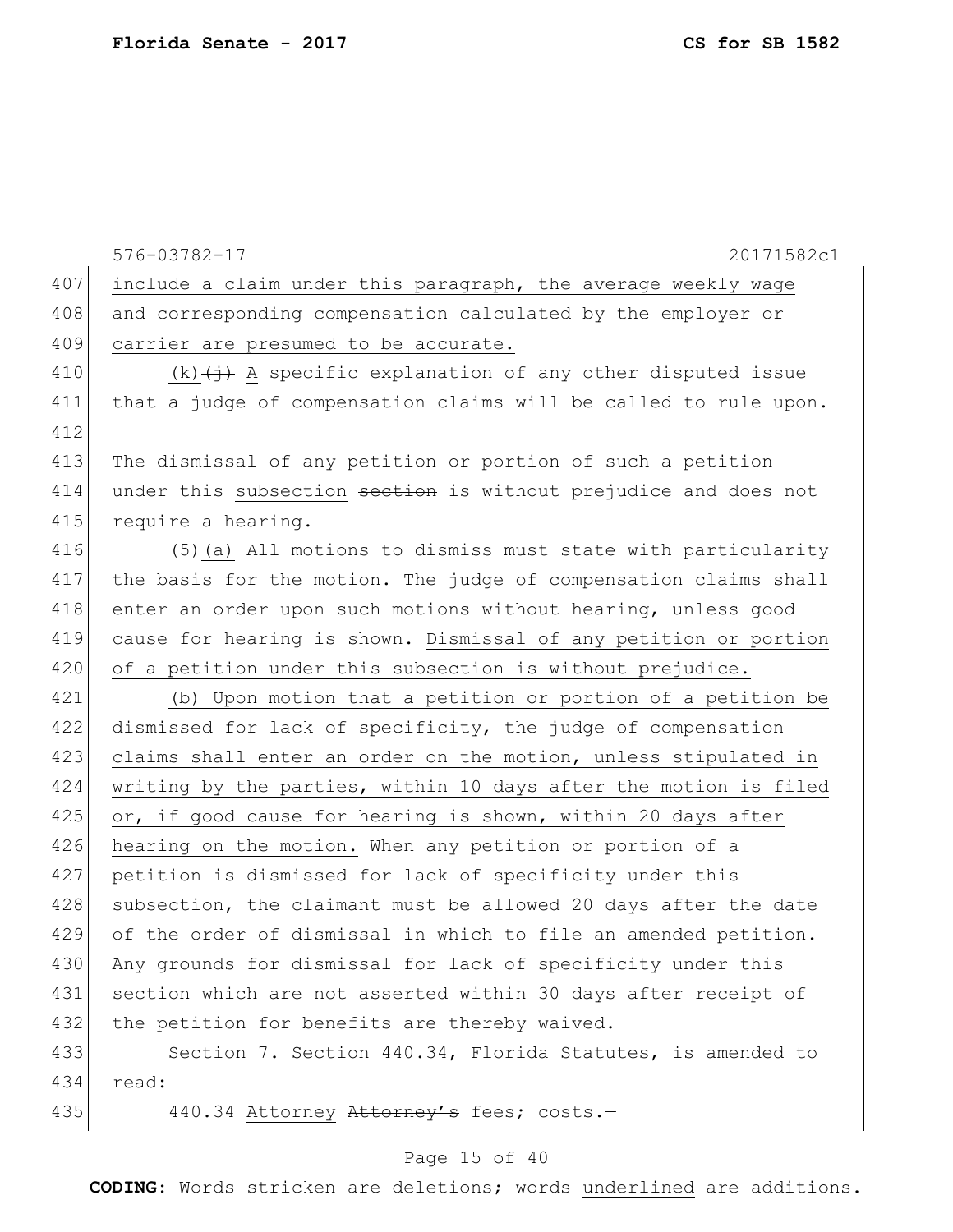576-03782-17 20171582c1

407 include a claim under this paragraph, the average weekly wage
408 and corresponding compensation calculated by the employer or
409 carrier are presumed to be accurate.

410 (k)~~(j)~~ A specific explanation of any other disputed issue
411 that a judge of compensation claims will be called to rule upon.

412

413 The dismissal of any petition or portion of such a petition
414 under this subsection ~~section~~ is without prejudice and does not
415 require a hearing.

416 (5)(a) All motions to dismiss must state with particularity
417 the basis for the motion. The judge of compensation claims shall
418 enter an order upon such motions without hearing, unless good
419 cause for hearing is shown. Dismissal of any petition or portion
420 of a petition under this subsection is without prejudice.

421 (b) Upon motion that a petition or portion of a petition be
422 dismissed for lack of specificity, the judge of compensation
423 claims shall enter an order on the motion, unless stipulated in
424 writing by the parties, within 10 days after the motion is filed
425 or, if good cause for hearing is shown, within 20 days after
426 hearing on the motion. When any petition or portion of a
427 petition is dismissed for lack of specificity under this
428 subsection, the claimant must be allowed 20 days after the date
429 of the order of dismissal in which to file an amended petition.
430 Any grounds for dismissal for lack of specificity under this
431 section which are not asserted within 30 days after receipt of
432 the petition for benefits are thereby waived.

433 Section 7. Section 440.34, Florida Statutes, is amended to
434 read:

435 440.34 Attorney ~~Attorney's~~ fees; costs.—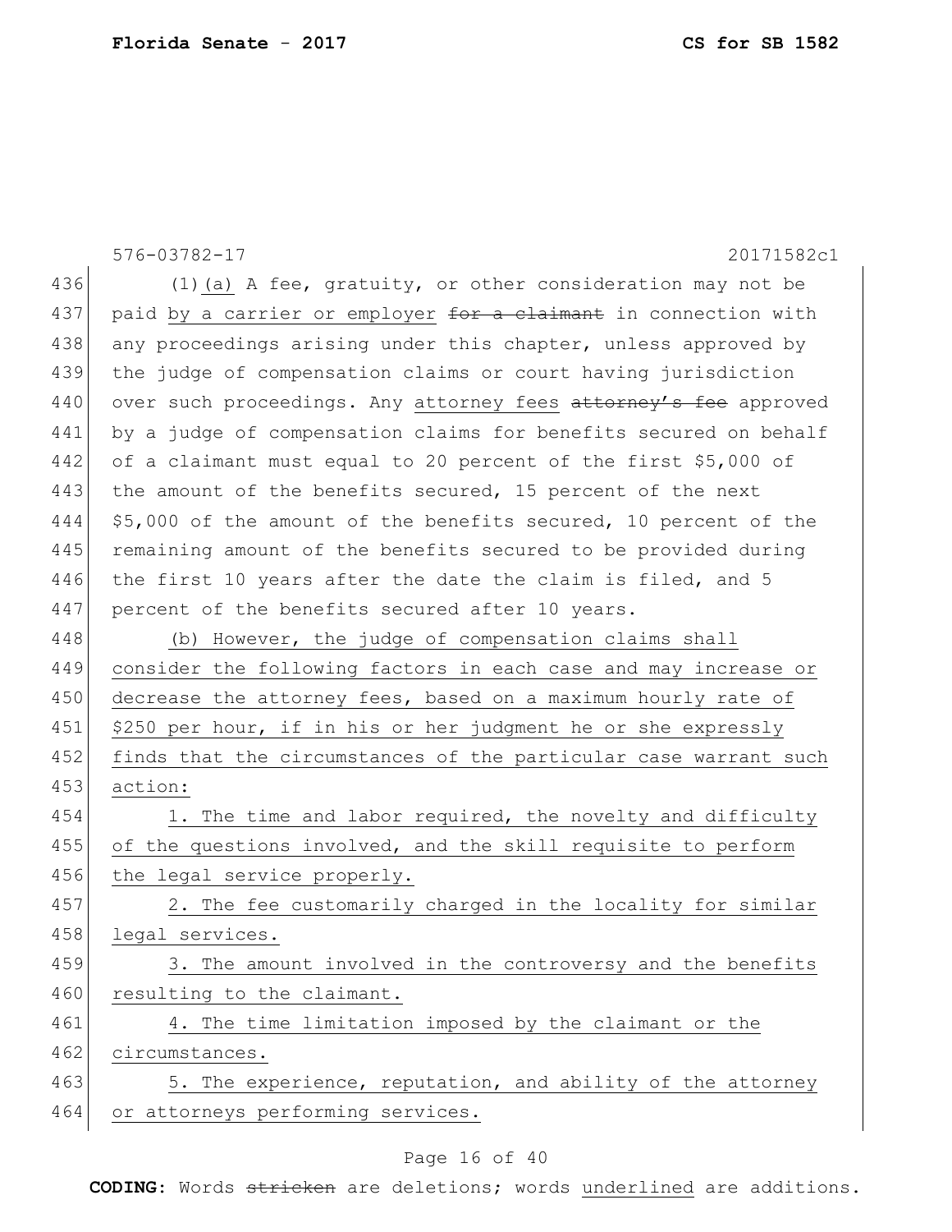(1)(a) A fee, gratuity, or other consideration may not be paid by a carrier or employer ~~for a claimant~~ in connection with any proceedings arising under this chapter, unless approved by the judge of compensation claims or court having jurisdiction over such proceedings. Any attorney fees ~~attorney's fee~~ approved by a judge of compensation claims for benefits secured on behalf of a claimant must equal to 20 percent of the first $5,000 of the amount of the benefits secured, 15 percent of the next $5,000 of the amount of the benefits secured, 10 percent of the remaining amount of the benefits secured to be provided during the first 10 years after the date the claim is filed, and 5 percent of the benefits secured after 10 years.

(b) However, the judge of compensation claims shall consider the following factors in each case and may increase or decrease the attorney fees, based on a maximum hourly rate of $250 per hour, if in his or her judgment he or she expressly finds that the circumstances of the particular case warrant such action:

1. The time and labor required, the novelty and difficulty of the questions involved, and the skill requisite to perform the legal service properly.

2. The fee customarily charged in the locality for similar legal services.

3. The amount involved in the controversy and the benefits resulting to the claimant.

4. The time limitation imposed by the claimant or the circumstances.

5. The experience, reputation, and ability of the attorney or attorneys performing services.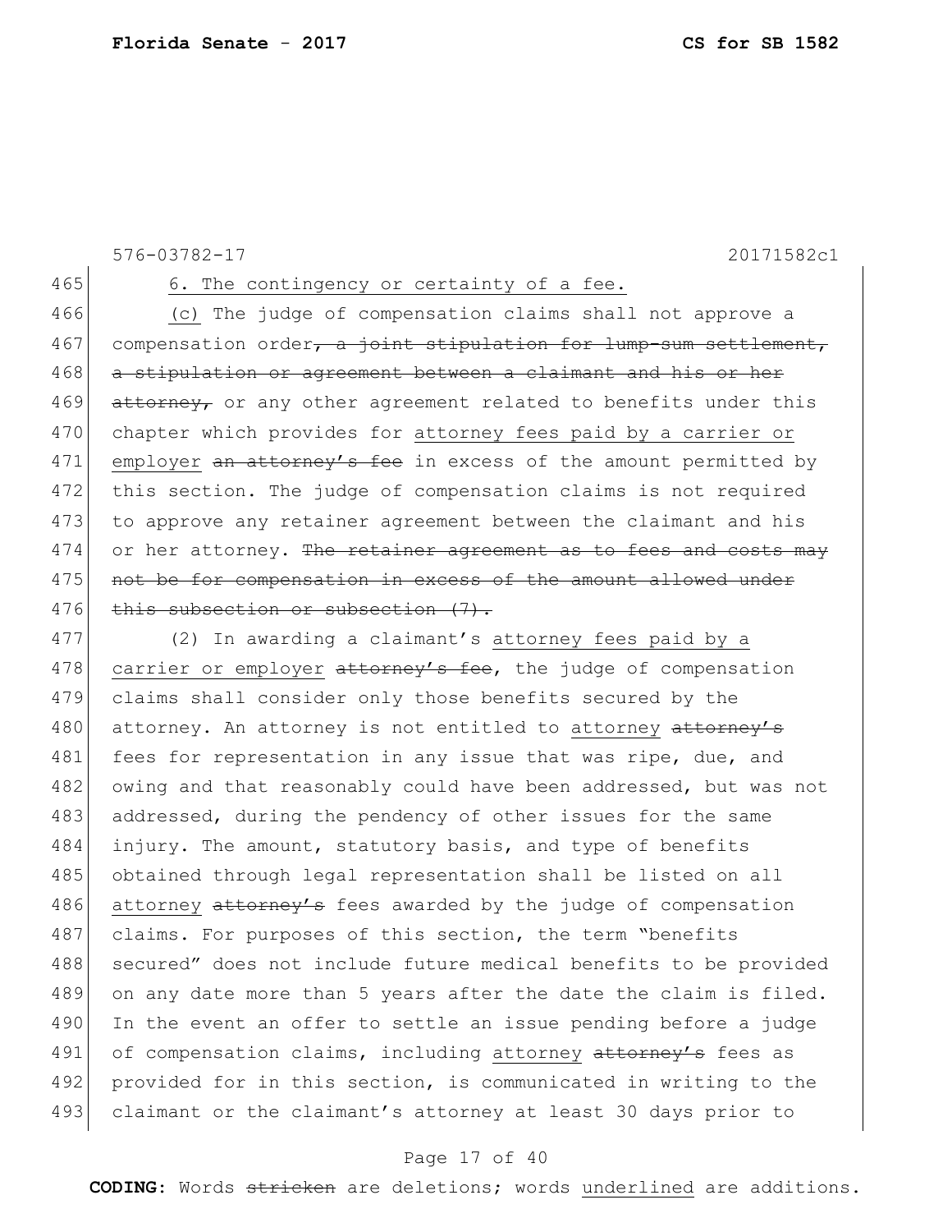6. The contingency or certainty of a fee.

(c) The judge of compensation claims shall not approve a compensation order~~, a joint stipulation for lump-sum settlement, a stipulation or agreement between a claimant and his or her attorney,~~ or any other agreement related to benefits under this chapter which provides for <u>attorney fees paid by a carrier or employer</u> ~~an attorney's fee~~ in excess of the amount permitted by this section. The judge of compensation claims is not required to approve any retainer agreement between the claimant and his or her attorney. ~~The retainer agreement as to fees and costs may not be for compensation in excess of the amount allowed under this subsection or subsection (7).~~

(2) In awarding a claimant's <u>attorney fees paid by a carrier or employer</u> ~~attorney's fee~~, the judge of compensation claims shall consider only those benefits secured by the attorney. An attorney is not entitled to <u>attorney</u> ~~attorney's~~ fees for representation in any issue that was ripe, due, and owing and that reasonably could have been addressed, but was not addressed, during the pendency of other issues for the same injury. The amount, statutory basis, and type of benefits obtained through legal representation shall be listed on all <u>attorney</u> ~~attorney's~~ fees awarded by the judge of compensation claims. For purposes of this section, the term "benefits secured" does not include future medical benefits to be provided on any date more than 5 years after the date the claim is filed. In the event an offer to settle an issue pending before a judge of compensation claims, including <u>attorney</u> ~~attorney's~~ fees as provided for in this section, is communicated in writing to the claimant or the claimant's attorney at least 30 days prior to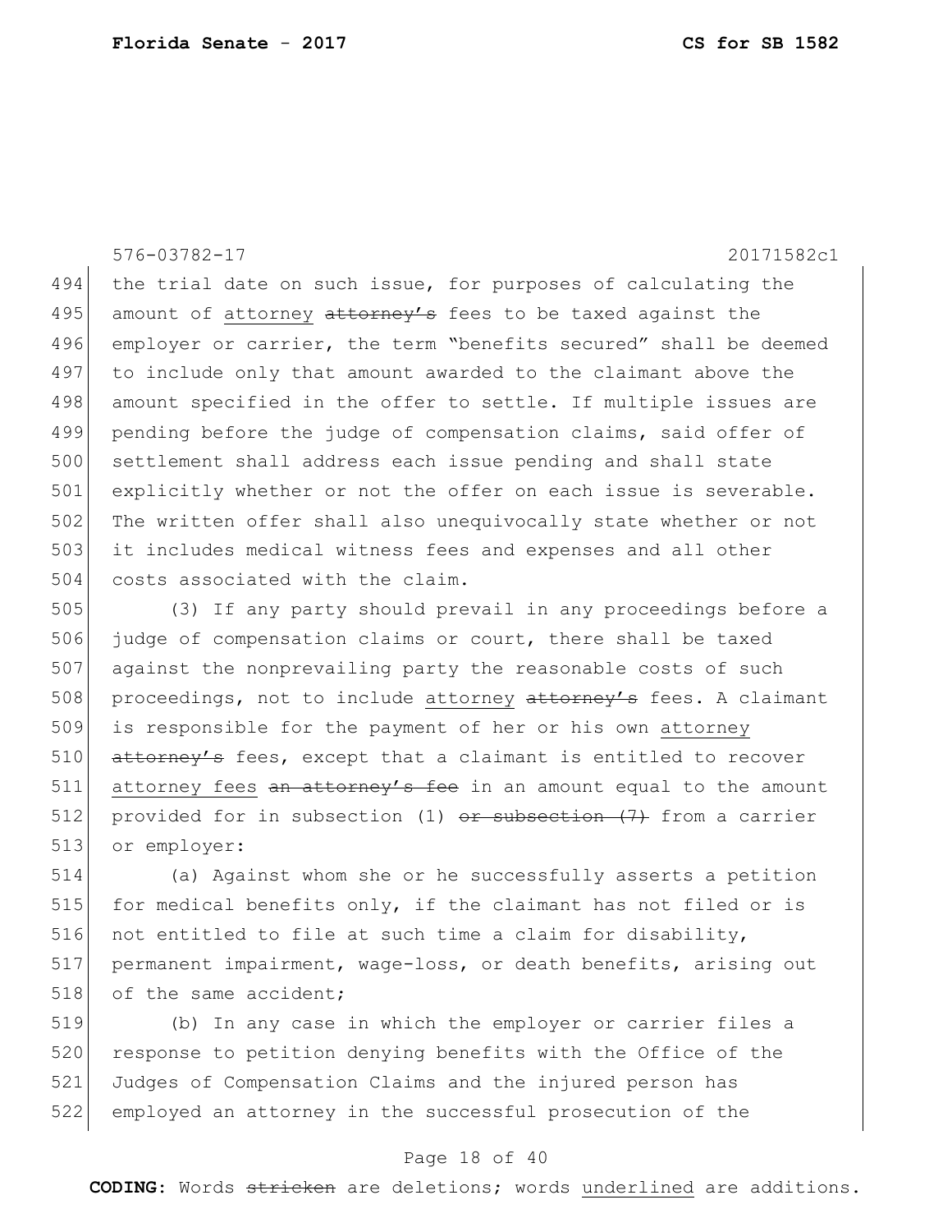the trial date on such issue, for purposes of calculating the amount of <u>attorney</u> ~~attorney's~~ fees to be taxed against the employer or carrier, the term "benefits secured" shall be deemed to include only that amount awarded to the claimant above the amount specified in the offer to settle. If multiple issues are pending before the judge of compensation claims, said offer of settlement shall address each issue pending and shall state explicitly whether or not the offer on each issue is severable. The written offer shall also unequivocally state whether or not it includes medical witness fees and expenses and all other costs associated with the claim.

(3) If any party should prevail in any proceedings before a judge of compensation claims or court, there shall be taxed against the nonprevailing party the reasonable costs of such proceedings, not to include <u>attorney</u> ~~attorney's~~ fees. A claimant is responsible for the payment of her or his own <u>attorney</u> ~~attorney's~~ fees, except that a claimant is entitled to recover <u>attorney fees</u> ~~an attorney's fee~~ in an amount equal to the amount provided for in subsection (1) ~~or subsection (7)~~ from a carrier or employer:

(a) Against whom she or he successfully asserts a petition for medical benefits only, if the claimant has not filed or is not entitled to file at such time a claim for disability, permanent impairment, wage-loss, or death benefits, arising out of the same accident;

(b) In any case in which the employer or carrier files a response to petition denying benefits with the Office of the Judges of Compensation Claims and the injured person has employed an attorney in the successful prosecution of the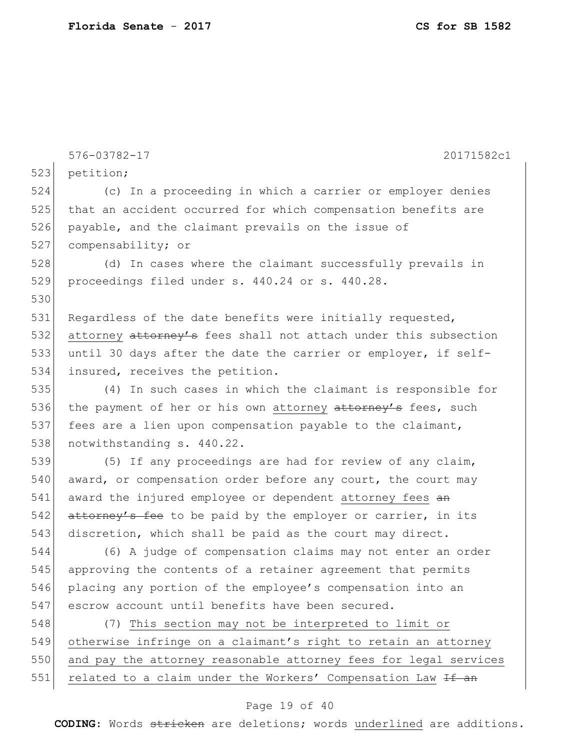576-03782-17 20171582c1

petition;

(c) In a proceeding in which a carrier or employer denies that an accident occurred for which compensation benefits are payable, and the claimant prevails on the issue of compensability; or

(d) In cases where the claimant successfully prevails in proceedings filed under s. 440.24 or s. 440.28.

Regardless of the date benefits were initially requested, attorney ~~attorney's~~ fees shall not attach under this subsection until 30 days after the date the carrier or employer, if self-insured, receives the petition.

(4) In such cases in which the claimant is responsible for the payment of her or his own attorney ~~attorney's~~ fees, such fees are a lien upon compensation payable to the claimant, notwithstanding s. 440.22.

(5) If any proceedings are had for review of any claim, award, or compensation order before any court, the court may award the injured employee or dependent attorney fees ~~an attorney's fee~~ to be paid by the employer or carrier, in its discretion, which shall be paid as the court may direct.

(6) A judge of compensation claims may not enter an order approving the contents of a retainer agreement that permits placing any portion of the employee's compensation into an escrow account until benefits have been secured.

(7) This section may not be interpreted to limit or otherwise infringe on a claimant's right to retain an attorney and pay the attorney reasonable attorney fees for legal services related to a claim under the Workers' Compensation Law ~~If an~~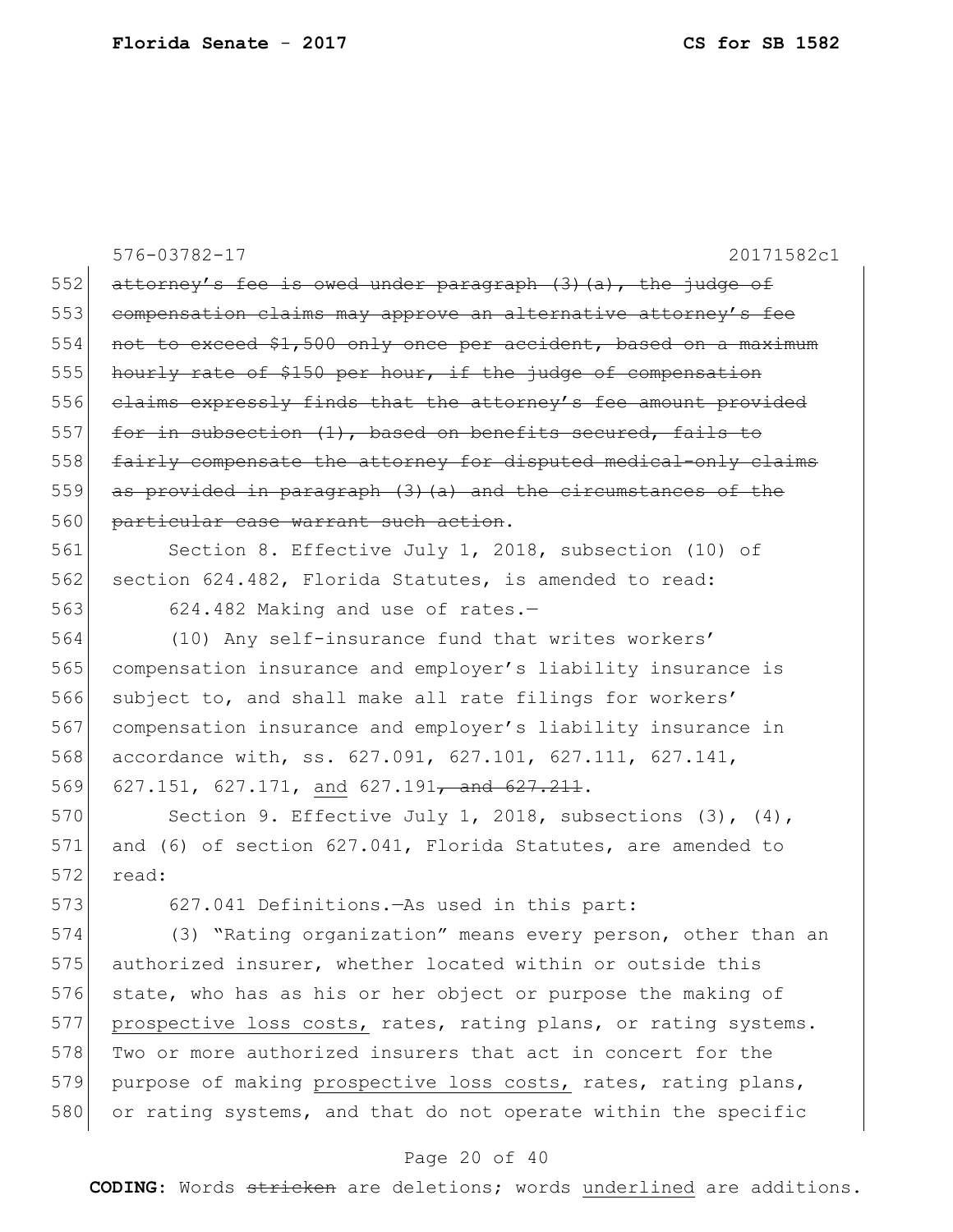~~attorney's fee is owed under paragraph (3)(a), the judge of compensation claims may approve an alternative attorney's fee not to exceed $1,500 only once per accident, based on a maximum hourly rate of $150 per hour, if the judge of compensation claims expressly finds that the attorney's fee amount provided for in subsection (1), based on benefits secured, fails to fairly compensate the attorney for disputed medical-only claims as provided in paragraph (3)(a) and the circumstances of the particular case warrant such action~~.

Section 8. Effective July 1, 2018, subsection (10) of section 624.482, Florida Statutes, is amended to read:

624.482 Making and use of rates.—

(10) Any self-insurance fund that writes workers' compensation insurance and employer's liability insurance is subject to, and shall make all rate filings for workers' compensation insurance and employer's liability insurance in accordance with, ss. 627.091, 627.101, 627.111, 627.141, 627.151, 627.171, and 627.191~~, and 627.211~~.

Section 9. Effective July 1, 2018, subsections (3), (4), and (6) of section 627.041, Florida Statutes, are amended to read:

627.041 Definitions.—As used in this part:

(3) "Rating organization" means every person, other than an authorized insurer, whether located within or outside this state, who has as his or her object or purpose the making of prospective loss costs, rates, rating plans, or rating systems. Two or more authorized insurers that act in concert for the purpose of making prospective loss costs, rates, rating plans, or rating systems, and that do not operate within the specific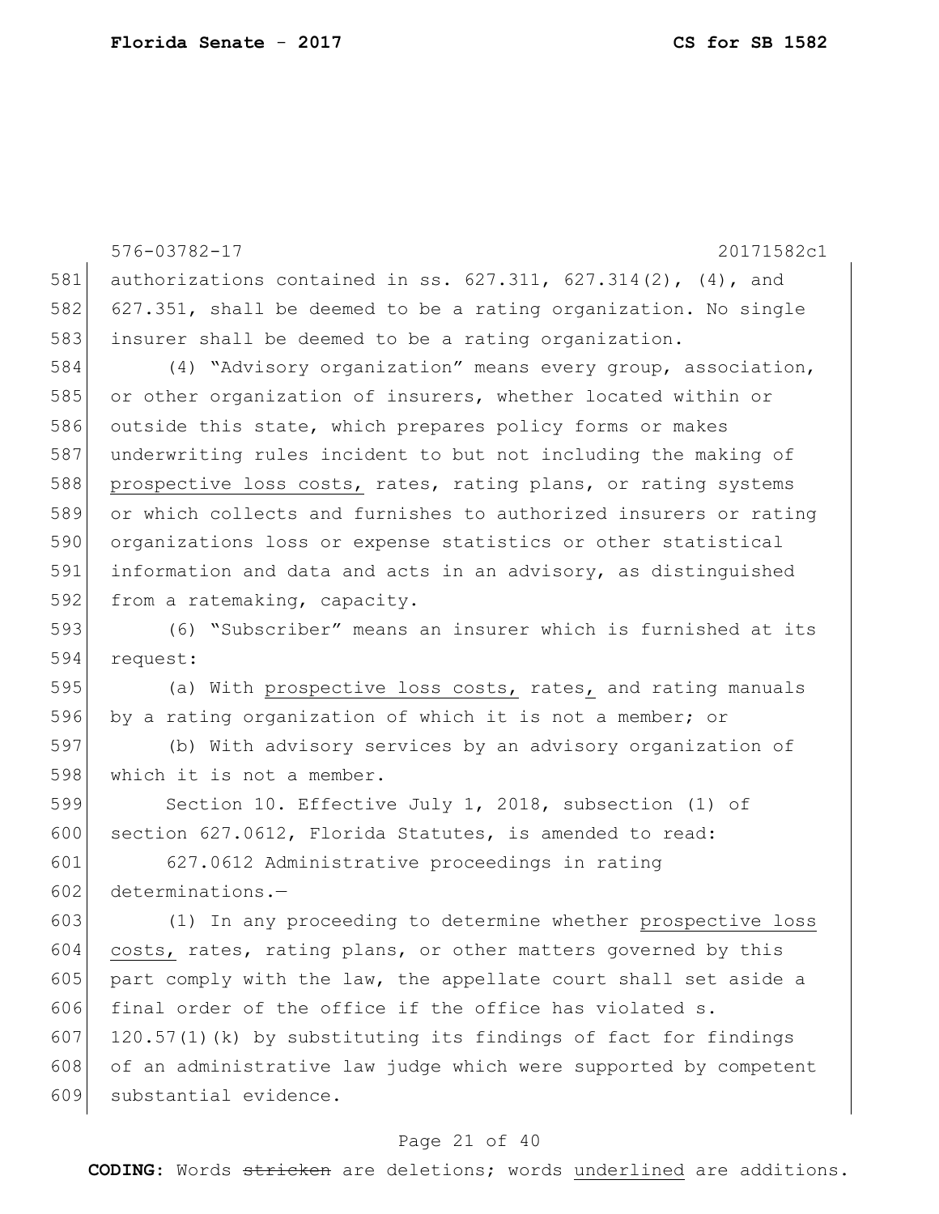authorizations contained in ss. 627.311, 627.314(2), (4), and 627.351, shall be deemed to be a rating organization. No single insurer shall be deemed to be a rating organization.

(4) "Advisory organization" means every group, association, or other organization of insurers, whether located within or outside this state, which prepares policy forms or makes underwriting rules incident to but not including the making of <u>prospective loss costs,</u> rates, rating plans, or rating systems or which collects and furnishes to authorized insurers or rating organizations loss or expense statistics or other statistical information and data and acts in an advisory, as distinguished from a ratemaking, capacity.

(6) "Subscriber" means an insurer which is furnished at its request:

(a) With <u>prospective loss costs,</u> rates<u>,</u> and rating manuals by a rating organization of which it is not a member; or

(b) With advisory services by an advisory organization of which it is not a member.

Section 10. Effective July 1, 2018, subsection (1) of section 627.0612, Florida Statutes, is amended to read:

627.0612 Administrative proceedings in rating determinations.—

(1) In any proceeding to determine whether <u>prospective loss costs,</u> rates, rating plans, or other matters governed by this part comply with the law, the appellate court shall set aside a final order of the office if the office has violated s. 120.57(1)(k) by substituting its findings of fact for findings of an administrative law judge which were supported by competent substantial evidence.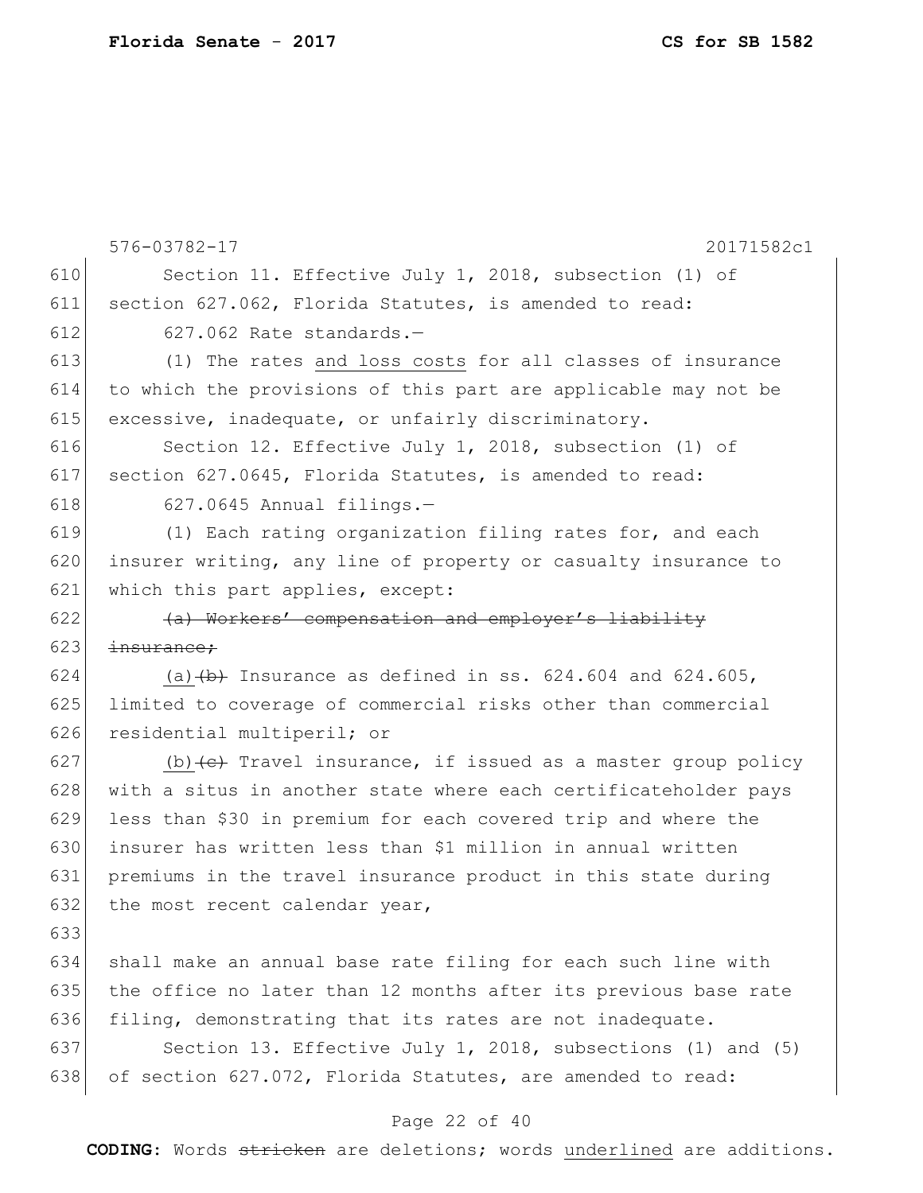Section 11. Effective July 1, 2018, subsection (1) of section 627.062, Florida Statutes, is amended to read:

627.062 Rate standards.—

(1) The rates <u>and loss costs</u> for all classes of insurance to which the provisions of this part are applicable may not be excessive, inadequate, or unfairly discriminatory.

Section 12. Effective July 1, 2018, subsection (1) of section 627.0645, Florida Statutes, is amended to read:

627.0645 Annual filings.—

(1) Each rating organization filing rates for, and each insurer writing, any line of property or casualty insurance to which this part applies, except:

~~(a) Workers' compensation and employer's liability insurance;~~

<u>(a)</u>~~(b)~~ Insurance as defined in ss. 624.604 and 624.605, limited to coverage of commercial risks other than commercial residential multiperil; or

<u>(b)</u>~~(c)~~ Travel insurance, if issued as a master group policy with a situs in another state where each certificateholder pays less than $30 in premium for each covered trip and where the insurer has written less than $1 million in annual written premiums in the travel insurance product in this state during the most recent calendar year,

shall make an annual base rate filing for each such line with the office no later than 12 months after its previous base rate filing, demonstrating that its rates are not inadequate.

Section 13. Effective July 1, 2018, subsections (1) and (5) of section 627.072, Florida Statutes, are amended to read: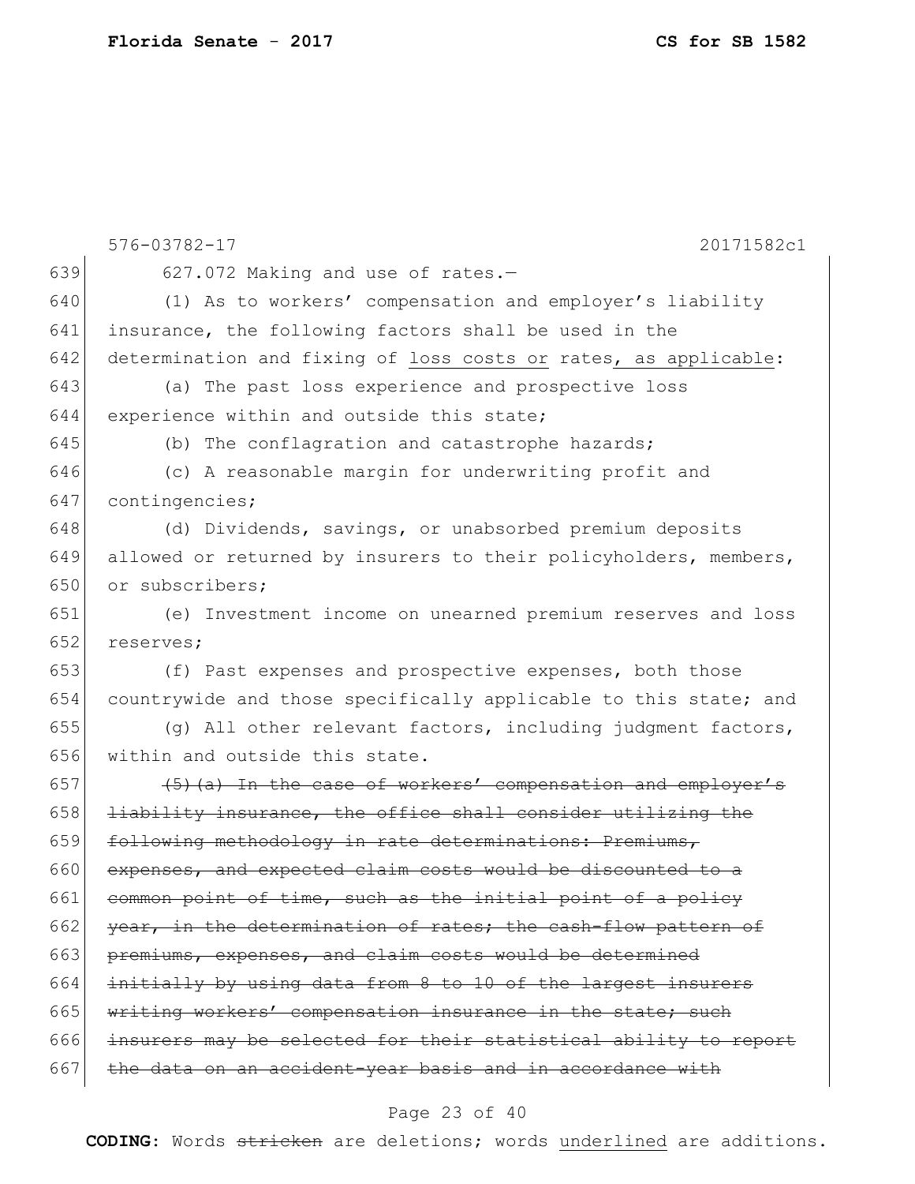576-03782-17 20171582c1

639 627.072 Making and use of rates.—

640 (1) As to workers' compensation and employer's liability
641 insurance, the following factors shall be used in the
642 determination and fixing of <u>loss costs or</u> rates<u>, as applicable</u>:

643 (a) The past loss experience and prospective loss
644 experience within and outside this state;

645 (b) The conflagration and catastrophe hazards;

646 (c) A reasonable margin for underwriting profit and
647 contingencies;

648 (d) Dividends, savings, or unabsorbed premium deposits
649 allowed or returned by insurers to their policyholders, members,
650 or subscribers;

651 (e) Investment income on unearned premium reserves and loss
652 reserves;

653 (f) Past expenses and prospective expenses, both those
654 countrywide and those specifically applicable to this state; and

655 (g) All other relevant factors, including judgment factors,
656 within and outside this state.

657 ~~(5)(a) In the case of workers' compensation and employer's~~
658 ~~liability insurance, the office shall consider utilizing the~~
659 ~~following methodology in rate determinations: Premiums,~~
660 ~~expenses, and expected claim costs would be discounted to a~~
661 ~~common point of time, such as the initial point of a policy~~
662 ~~year, in the determination of rates; the cash-flow pattern of~~
663 ~~premiums, expenses, and claim costs would be determined~~
664 ~~initially by using data from 8 to 10 of the largest insurers~~
665 ~~writing workers' compensation insurance in the state; such~~
666 ~~insurers may be selected for their statistical ability to report~~
667 ~~the data on an accident-year basis and in accordance with~~

**CODING:** Words ~~stricken~~ are deletions; words <u>underlined</u> are additions.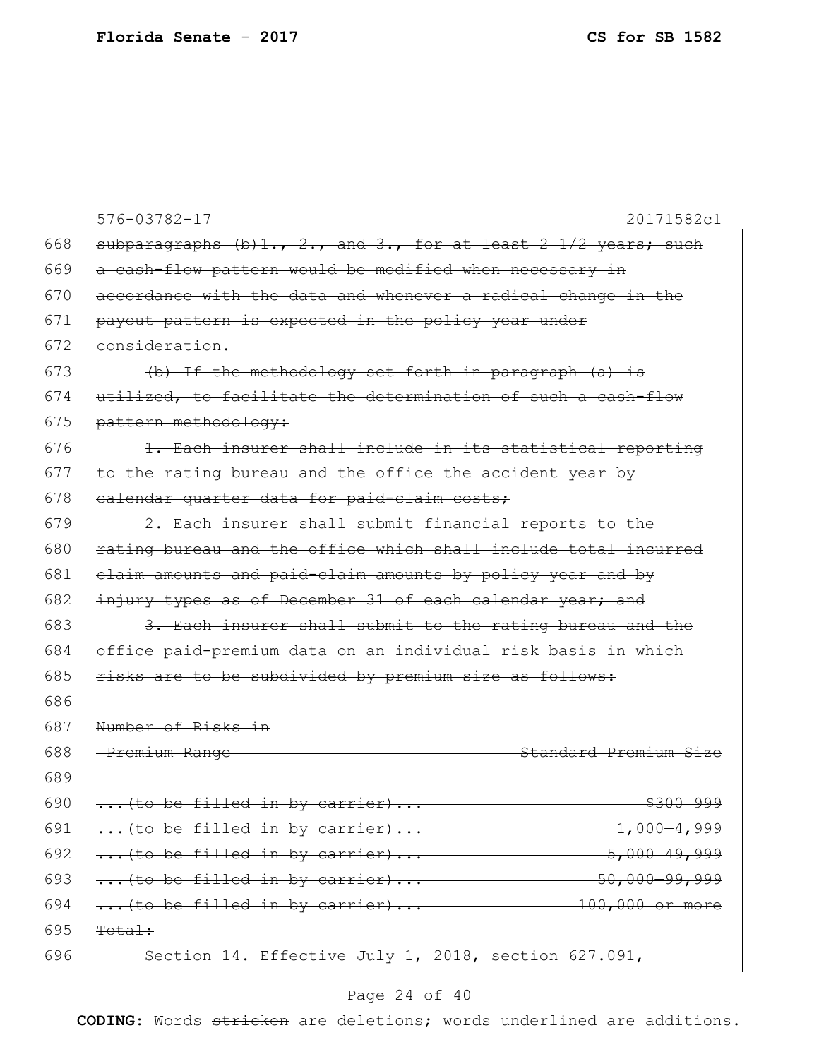576-03782-17 20171582c1

668 ~~subparagraphs (b)1., 2., and 3., for at least 2 1/2 years; such~~
669 ~~a cash-flow pattern would be modified when necessary in~~
670 ~~accordance with the data and whenever a radical change in the~~
671 ~~payout pattern is expected in the policy year under~~
672 ~~consideration.~~

673 ~~(b) If the methodology set forth in paragraph (a) is~~
674 ~~utilized, to facilitate the determination of such a cash-flow~~
675 ~~pattern methodology:~~

676 ~~1. Each insurer shall include in its statistical reporting~~
677 ~~to the rating bureau and the office the accident year by~~
678 ~~calendar quarter data for paid-claim costs;~~

679 ~~2. Each insurer shall submit financial reports to the~~
680 ~~rating bureau and the office which shall include total incurred~~
681 ~~claim amounts and paid-claim amounts by policy year and by~~
682 ~~injury types as of December 31 of each calendar year; and~~

683 ~~3. Each insurer shall submit to the rating bureau and the~~
684 ~~office paid-premium data on an individual risk basis in which~~
685 ~~risks are to be subdivided by premium size as follows:~~

686

| | Number of Risks in Premium Range | Standard Premium Size |
|---|---|---|
| 687–688 | ~~Number of Risks in Premium Range~~ | ~~Standard Premium Size~~ |
| 689 | | |
| 690 | ~~...(to be filled in by carrier)...~~ | ~~$300–999~~ |
| 691 | ~~...(to be filled in by carrier)...~~ | ~~1,000–4,999~~ |
| 692 | ~~...(to be filled in by carrier)...~~ | ~~5,000–49,999~~ |
| 693 | ~~...(to be filled in by carrier)...~~ | ~~50,000–99,999~~ |
| 694 | ~~...(to be filled in by carrier)...~~ | ~~100,000 or more~~ |
| 695 | ~~Total:~~ | |

696 Section 14. Effective July 1, 2018, section 627.091,

**CODING:** Words ~~stricken~~ are deletions; words underlined are additions.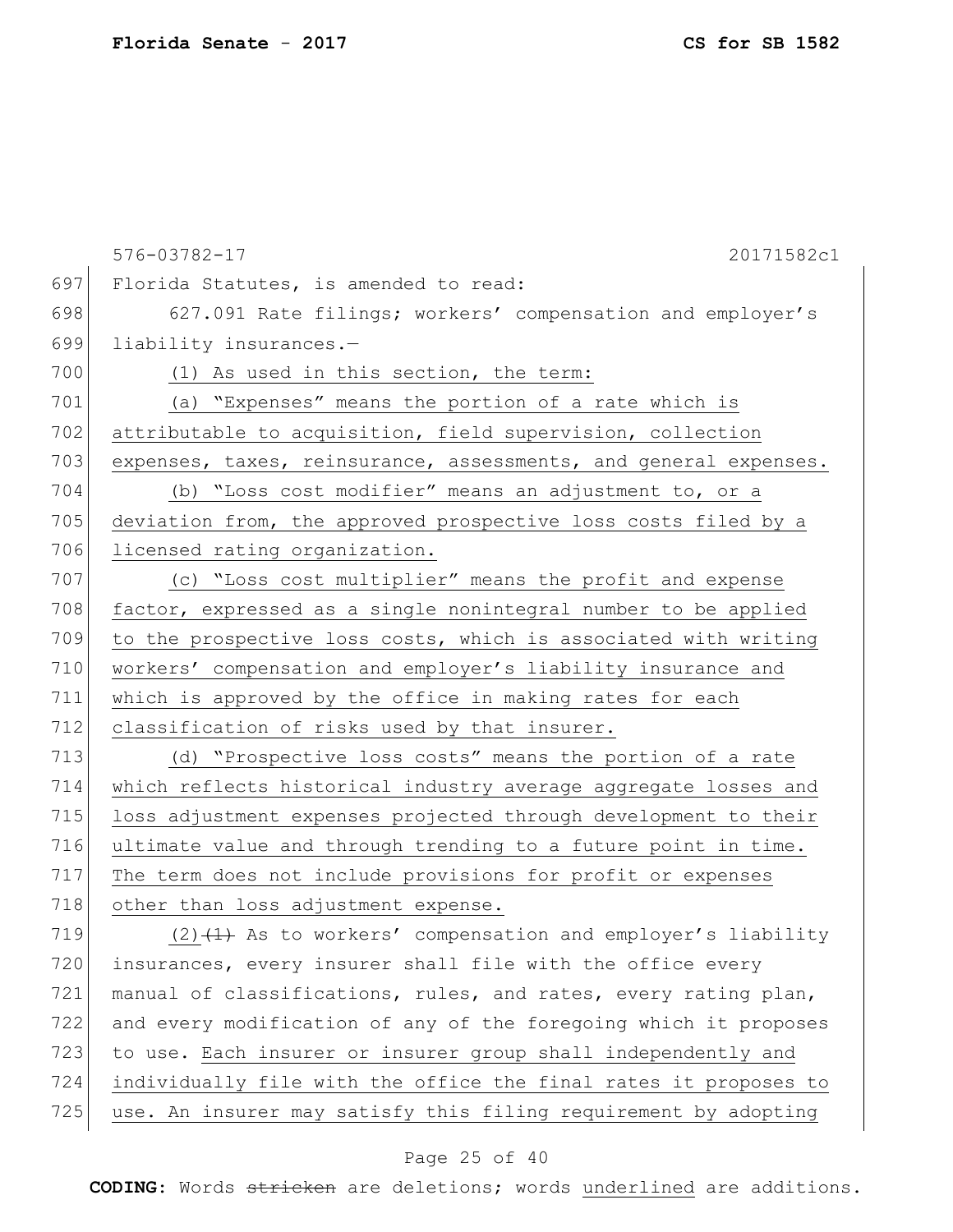Florida Statutes, is amended to read:

627.091 Rate filings; workers' compensation and employer's liability insurances.—

(1) As used in this section, the term:

(a) "Expenses" means the portion of a rate which is attributable to acquisition, field supervision, collection expenses, taxes, reinsurance, assessments, and general expenses.

(b) "Loss cost modifier" means an adjustment to, or a deviation from, the approved prospective loss costs filed by a licensed rating organization.

(c) "Loss cost multiplier" means the profit and expense factor, expressed as a single nonintegral number to be applied to the prospective loss costs, which is associated with writing workers' compensation and employer's liability insurance and which is approved by the office in making rates for each classification of risks used by that insurer.

(d) "Prospective loss costs" means the portion of a rate which reflects historical industry average aggregate losses and loss adjustment expenses projected through development to their ultimate value and through trending to a future point in time. The term does not include provisions for profit or expenses other than loss adjustment expense.

(2) ~~(1)~~ As to workers' compensation and employer's liability insurances, every insurer shall file with the office every manual of classifications, rules, and rates, every rating plan, and every modification of any of the foregoing which it proposes to use. Each insurer or insurer group shall independently and individually file with the office the final rates it proposes to use. An insurer may satisfy this filing requirement by adopting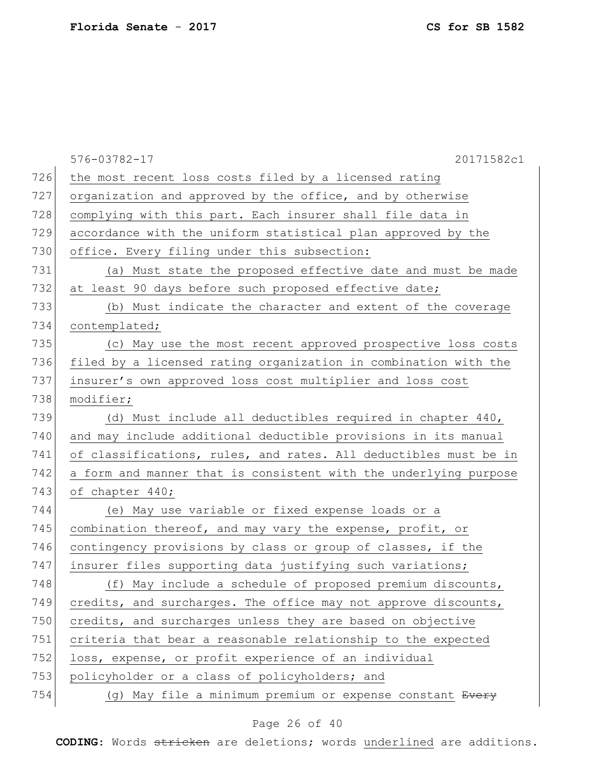the most recent loss costs filed by a licensed rating organization and approved by the office, and by otherwise complying with this part. Each insurer shall file data in accordance with the uniform statistical plan approved by the office. Every filing under this subsection:

(a) Must state the proposed effective date and must be made at least 90 days before such proposed effective date;

(b) Must indicate the character and extent of the coverage contemplated;

(c) May use the most recent approved prospective loss costs filed by a licensed rating organization in combination with the insurer's own approved loss cost multiplier and loss cost modifier;

(d) Must include all deductibles required in chapter 440, and may include additional deductible provisions in its manual of classifications, rules, and rates. All deductibles must be in a form and manner that is consistent with the underlying purpose of chapter 440;

(e) May use variable or fixed expense loads or a combination thereof, and may vary the expense, profit, or contingency provisions by class or group of classes, if the insurer files supporting data justifying such variations;

(f) May include a schedule of proposed premium discounts, credits, and surcharges. The office may not approve discounts, credits, and surcharges unless they are based on objective criteria that bear a reasonable relationship to the expected loss, expense, or profit experience of an individual policyholder or a class of policyholders; and

(g) May file a minimum premium or expense constant ~~Every~~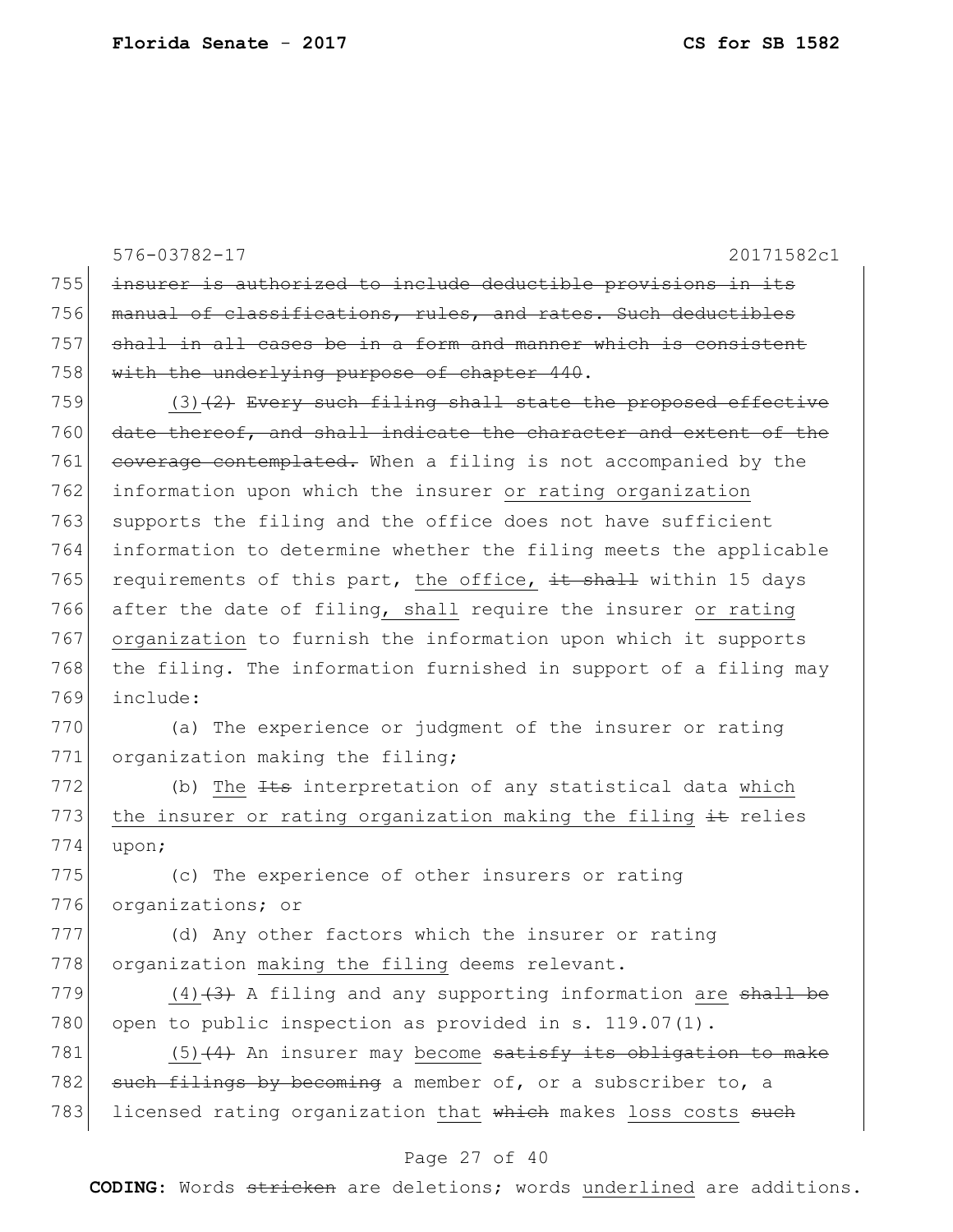insurer is authorized to include deductible provisions in its manual of classifications, rules, and rates. Such deductibles shall in all cases be in a form and manner which is consistent with the underlying purpose of chapter 440.

(3)(2) Every such filing shall state the proposed effective date thereof, and shall indicate the character and extent of the coverage contemplated. When a filing is not accompanied by the information upon which the insurer or rating organization supports the filing and the office does not have sufficient information to determine whether the filing meets the applicable requirements of this part, the office, it shall within 15 days after the date of filing, shall require the insurer or rating organization to furnish the information upon which it supports the filing. The information furnished in support of a filing may include:

(a) The experience or judgment of the insurer or rating organization making the filing;

(b) The Its interpretation of any statistical data which the insurer or rating organization making the filing it relies upon;

(c) The experience of other insurers or rating organizations; or

(d) Any other factors which the insurer or rating organization making the filing deems relevant.

(4)(3) A filing and any supporting information are shall be open to public inspection as provided in s. 119.07(1).

(5)(4) An insurer may become satisfy its obligation to make such filings by becoming a member of, or a subscriber to, a licensed rating organization that which makes loss costs such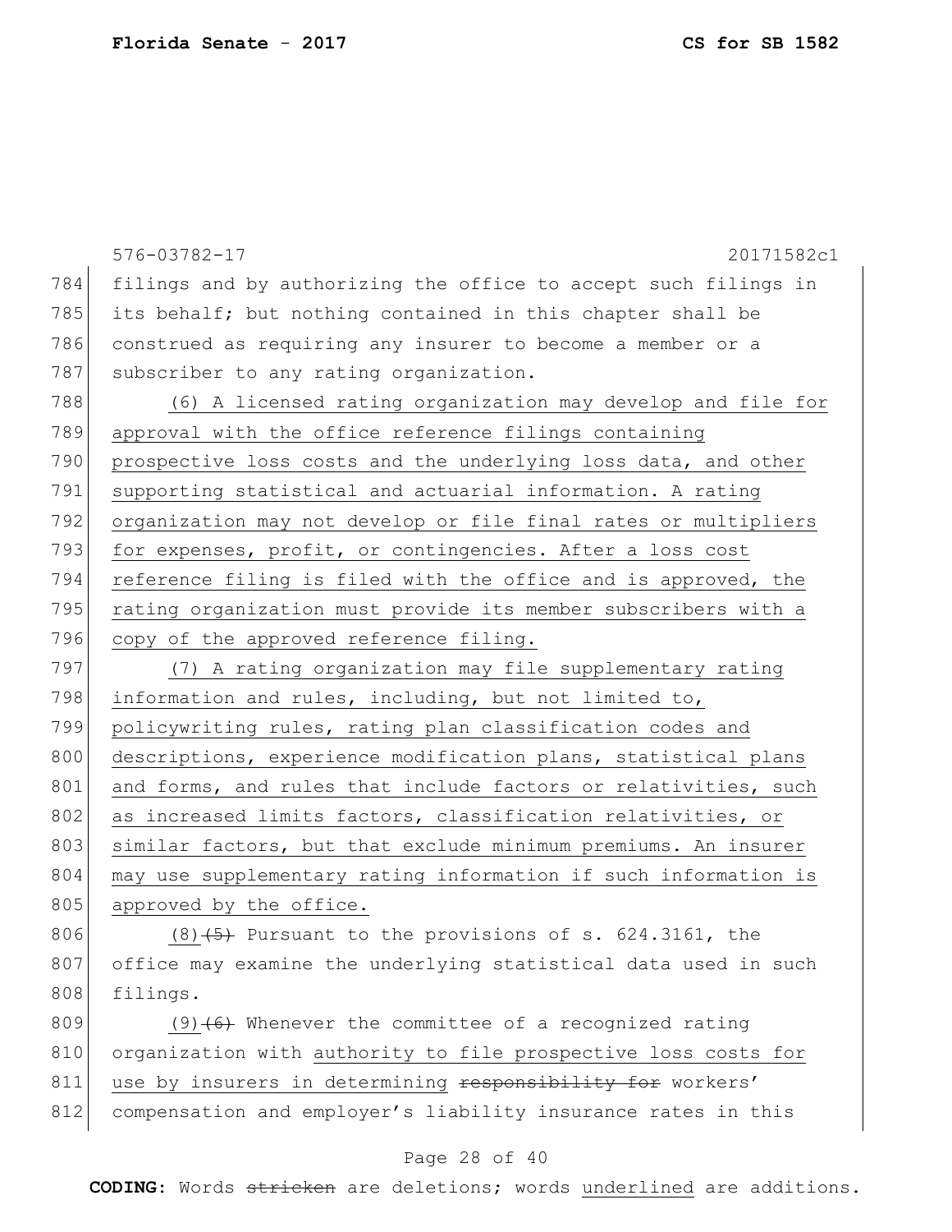filings and by authorizing the office to accept such filings in its behalf; but nothing contained in this chapter shall be construed as requiring any insurer to become a member or a subscriber to any rating organization.

(6) A licensed rating organization may develop and file for approval with the office reference filings containing prospective loss costs and the underlying loss data, and other supporting statistical and actuarial information. A rating organization may not develop or file final rates or multipliers for expenses, profit, or contingencies. After a loss cost reference filing is filed with the office and is approved, the rating organization must provide its member subscribers with a copy of the approved reference filing.

(7) A rating organization may file supplementary rating information and rules, including, but not limited to, policywriting rules, rating plan classification codes and descriptions, experience modification plans, statistical plans and forms, and rules that include factors or relativities, such as increased limits factors, classification relativities, or similar factors, but that exclude minimum premiums. An insurer may use supplementary rating information if such information is approved by the office.

(8) ~~(5)~~ Pursuant to the provisions of s. 624.3161, the office may examine the underlying statistical data used in such filings.

(9) ~~(6)~~ Whenever the committee of a recognized rating organization with authority to file prospective loss costs for use by insurers in determining ~~responsibility for~~ workers' compensation and employer's liability insurance rates in this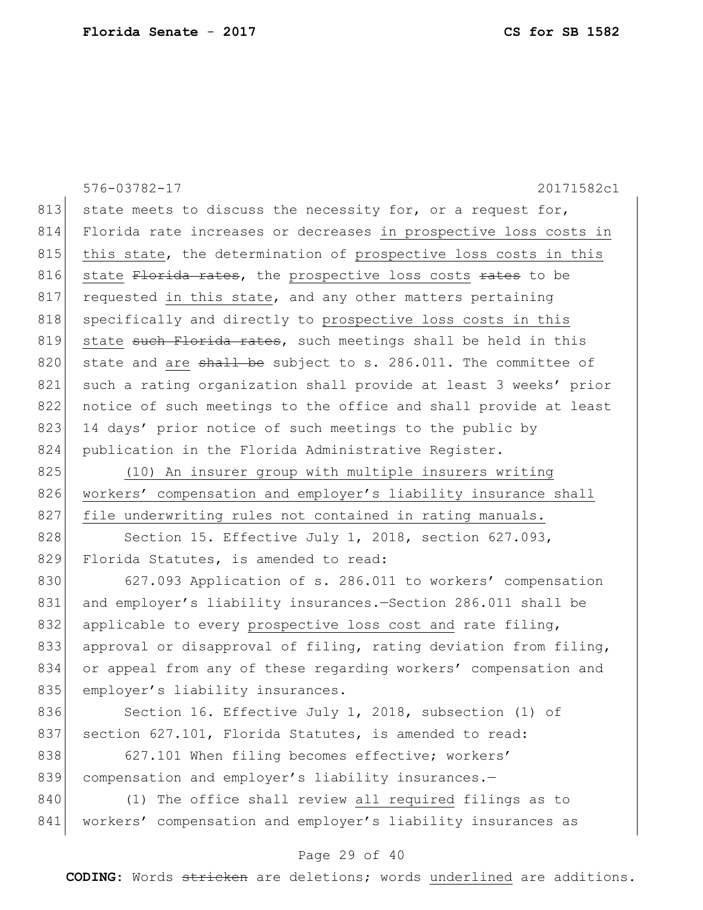state meets to discuss the necessity for, or a request for, Florida rate increases or decreases <u>in prospective loss costs in this state</u>, the determination of <u>prospective loss costs in this state</u> ~~Florida rates~~, the <u>prospective loss costs</u> ~~rates~~ to be requested <u>in this state</u>, and any other matters pertaining specifically and directly to <u>prospective loss costs in this state</u> ~~such Florida rates~~, such meetings shall be held in this state and <u>are</u> ~~shall be~~ subject to s. 286.011. The committee of such a rating organization shall provide at least 3 weeks' prior notice of such meetings to the office and shall provide at least 14 days' prior notice of such meetings to the public by publication in the Florida Administrative Register.

<u>(10) An insurer group with multiple insurers writing workers' compensation and employer's liability insurance shall file underwriting rules not contained in rating manuals.</u>

Section 15. Effective July 1, 2018, section 627.093, Florida Statutes, is amended to read:

627.093 Application of s. 286.011 to workers' compensation and employer's liability insurances.—Section 286.011 shall be applicable to every <u>prospective loss cost and</u> rate filing, approval or disapproval of filing, rating deviation from filing, or appeal from any of these regarding workers' compensation and employer's liability insurances.

Section 16. Effective July 1, 2018, subsection (1) of section 627.101, Florida Statutes, is amended to read:

627.101 When filing becomes effective; workers' compensation and employer's liability insurances.—

(1) The office shall review <u>all required</u> filings as to workers' compensation and employer's liability insurances as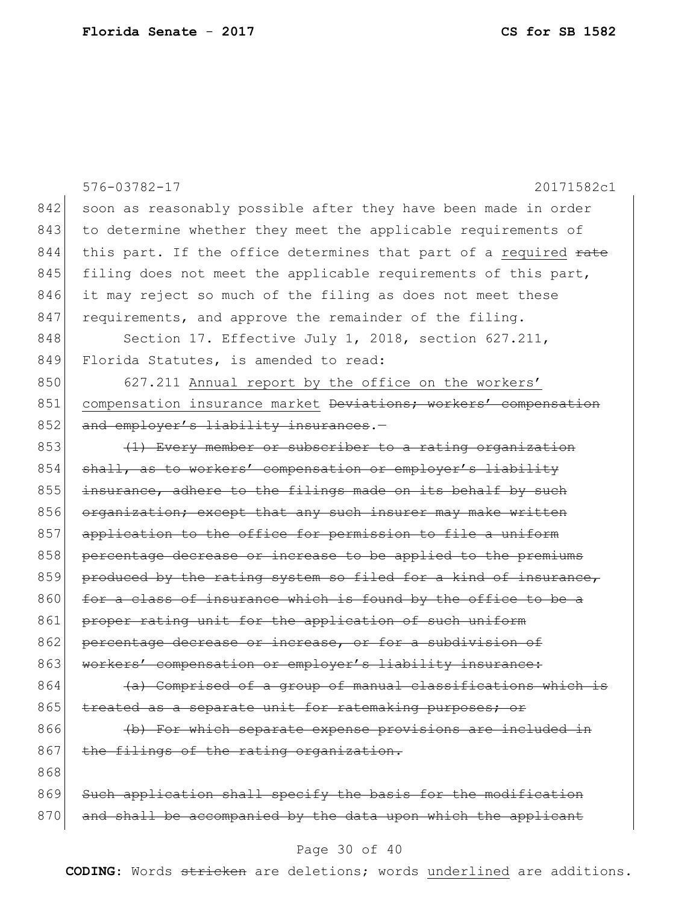soon as reasonably possible after they have been made in order to determine whether they meet the applicable requirements of this part. If the office determines that part of a <u>required</u> ~~rate~~ filing does not meet the applicable requirements of this part, it may reject so much of the filing as does not meet these requirements, and approve the remainder of the filing.

Section 17. Effective July 1, 2018, section 627.211, Florida Statutes, is amended to read:

627.211 <u>Annual report by the office on the workers' compensation insurance market</u> ~~Deviations; workers' compensation and employer's liability insurances~~.—

~~(1) Every member or subscriber to a rating organization shall, as to workers' compensation or employer's liability insurance, adhere to the filings made on its behalf by such organization; except that any such insurer may make written application to the office for permission to file a uniform percentage decrease or increase to be applied to the premiums produced by the rating system so filed for a kind of insurance, for a class of insurance which is found by the office to be a proper rating unit for the application of such uniform percentage decrease or increase, or for a subdivision of workers' compensation or employer's liability insurance:~~

~~(a) Comprised of a group of manual classifications which is treated as a separate unit for ratemaking purposes; or~~

~~(b) For which separate expense provisions are included in the filings of the rating organization.~~

~~Such application shall specify the basis for the modification and shall be accompanied by the data upon which the applicant~~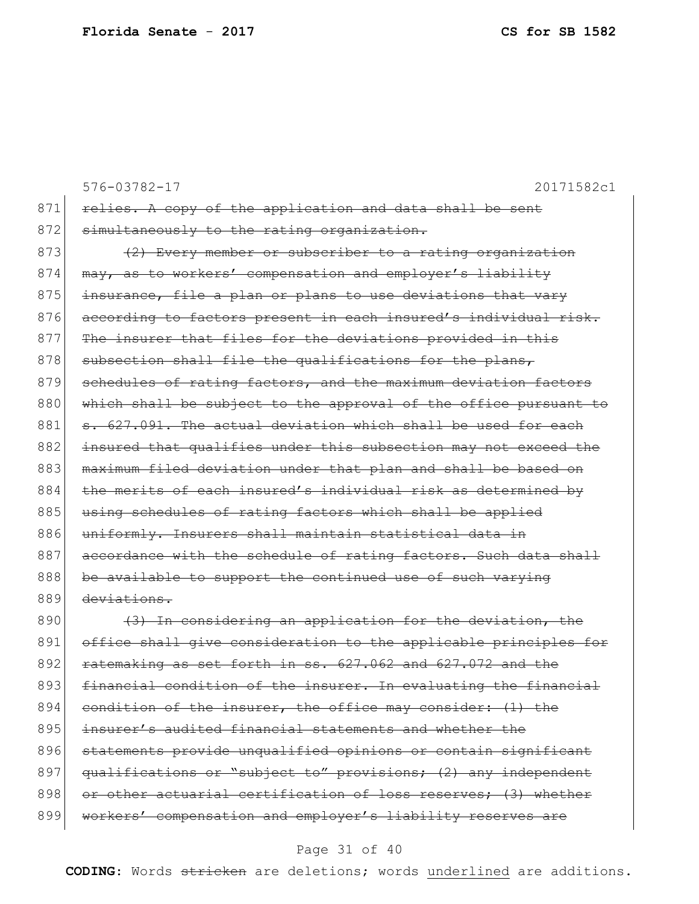~~relies. A copy of the application and data shall be sent simultaneously to the rating organization.~~

~~(2) Every member or subscriber to a rating organization may, as to workers' compensation and employer's liability insurance, file a plan or plans to use deviations that vary according to factors present in each insured's individual risk. The insurer that files for the deviations provided in this subsection shall file the qualifications for the plans, schedules of rating factors, and the maximum deviation factors which shall be subject to the approval of the office pursuant to s. 627.091. The actual deviation which shall be used for each insured that qualifies under this subsection may not exceed the maximum filed deviation under that plan and shall be based on the merits of each insured's individual risk as determined by using schedules of rating factors which shall be applied uniformly. Insurers shall maintain statistical data in accordance with the schedule of rating factors. Such data shall be available to support the continued use of such varying deviations.~~

~~(3) In considering an application for the deviation, the office shall give consideration to the applicable principles for ratemaking as set forth in ss. 627.062 and 627.072 and the financial condition of the insurer. In evaluating the financial condition of the insurer, the office may consider: (1) the insurer's audited financial statements and whether the statements provide unqualified opinions or contain significant qualifications or "subject to" provisions; (2) any independent or other actuarial certification of loss reserves; (3) whether workers' compensation and employer's liability reserves are~~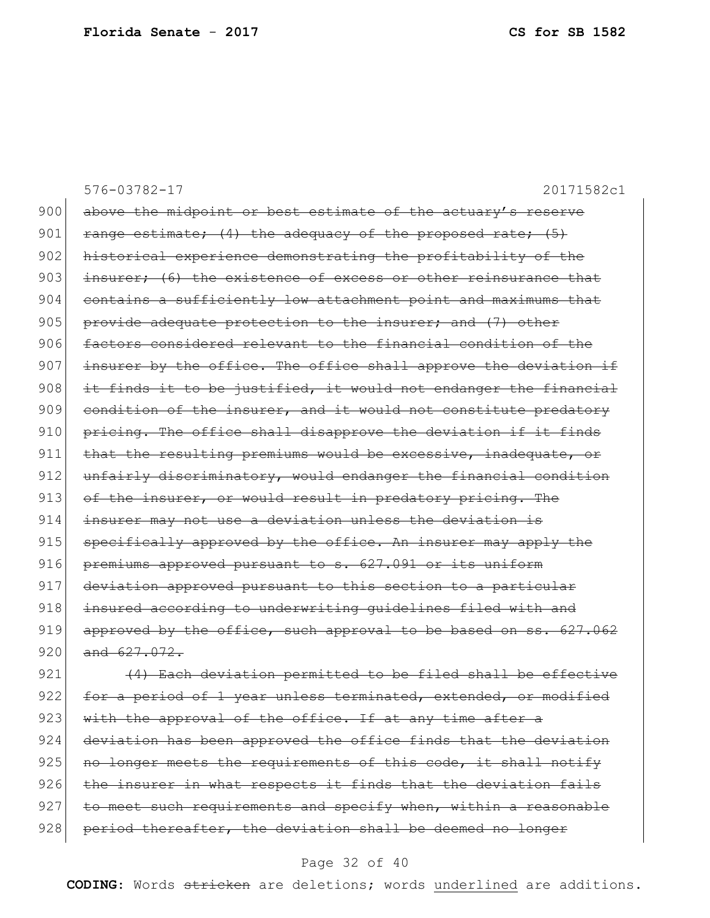576-03782-17 20171582c1

900 ~~above the midpoint or best estimate of the actuary's reserve~~
901 ~~range estimate; (4) the adequacy of the proposed rate; (5)~~
902 ~~historical experience demonstrating the profitability of the~~
903 ~~insurer; (6) the existence of excess or other reinsurance that~~
904 ~~contains a sufficiently low attachment point and maximums that~~
905 ~~provide adequate protection to the insurer; and (7) other~~
906 ~~factors considered relevant to the financial condition of the~~
907 ~~insurer by the office. The office shall approve the deviation if~~
908 ~~it finds it to be justified, it would not endanger the financial~~
909 ~~condition of the insurer, and it would not constitute predatory~~
910 ~~pricing. The office shall disapprove the deviation if it finds~~
911 ~~that the resulting premiums would be excessive, inadequate, or~~
912 ~~unfairly discriminatory, would endanger the financial condition~~
913 ~~of the insurer, or would result in predatory pricing. The~~
914 ~~insurer may not use a deviation unless the deviation is~~
915 ~~specifically approved by the office. An insurer may apply the~~
916 ~~premiums approved pursuant to s. 627.091 or its uniform~~
917 ~~deviation approved pursuant to this section to a particular~~
918 ~~insured according to underwriting guidelines filed with and~~
919 ~~approved by the office, such approval to be based on ss. 627.062~~
920 ~~and 627.072.~~
921 ~~(4) Each deviation permitted to be filed shall be effective~~
922 ~~for a period of 1 year unless terminated, extended, or modified~~
923 ~~with the approval of the office. If at any time after a~~
924 ~~deviation has been approved the office finds that the deviation~~
925 ~~no longer meets the requirements of this code, it shall notify~~
926 ~~the insurer in what respects it finds that the deviation fails~~
927 ~~to meet such requirements and specify when, within a reasonable~~
928 ~~period thereafter, the deviation shall be deemed no longer~~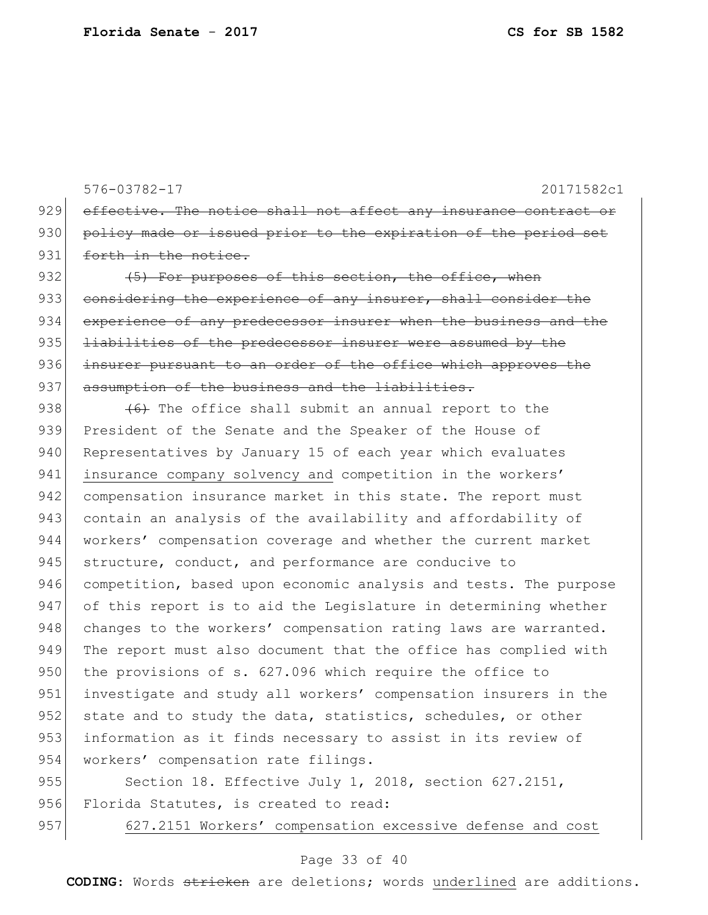576-03782-17 20171582c1

~~effective. The notice shall not affect any insurance contract or policy made or issued prior to the expiration of the period set forth in the notice.~~

~~(5) For purposes of this section, the office, when considering the experience of any insurer, shall consider the experience of any predecessor insurer when the business and the liabilities of the predecessor insurer were assumed by the insurer pursuant to an order of the office which approves the assumption of the business and the liabilities.~~

~~(6)~~ The office shall submit an annual report to the President of the Senate and the Speaker of the House of Representatives by January 15 of each year which evaluates <u>insurance company solvency and</u> competition in the workers' compensation insurance market in this state. The report must contain an analysis of the availability and affordability of workers' compensation coverage and whether the current market structure, conduct, and performance are conducive to competition, based upon economic analysis and tests. The purpose of this report is to aid the Legislature in determining whether changes to the workers' compensation rating laws are warranted. The report must also document that the office has complied with the provisions of s. 627.096 which require the office to investigate and study all workers' compensation insurers in the state and to study the data, statistics, schedules, or other information as it finds necessary to assist in its review of workers' compensation rate filings.

Section 18. Effective July 1, 2018, section 627.2151, Florida Statutes, is created to read:

<u>627.2151 Workers' compensation excessive defense and cost</u>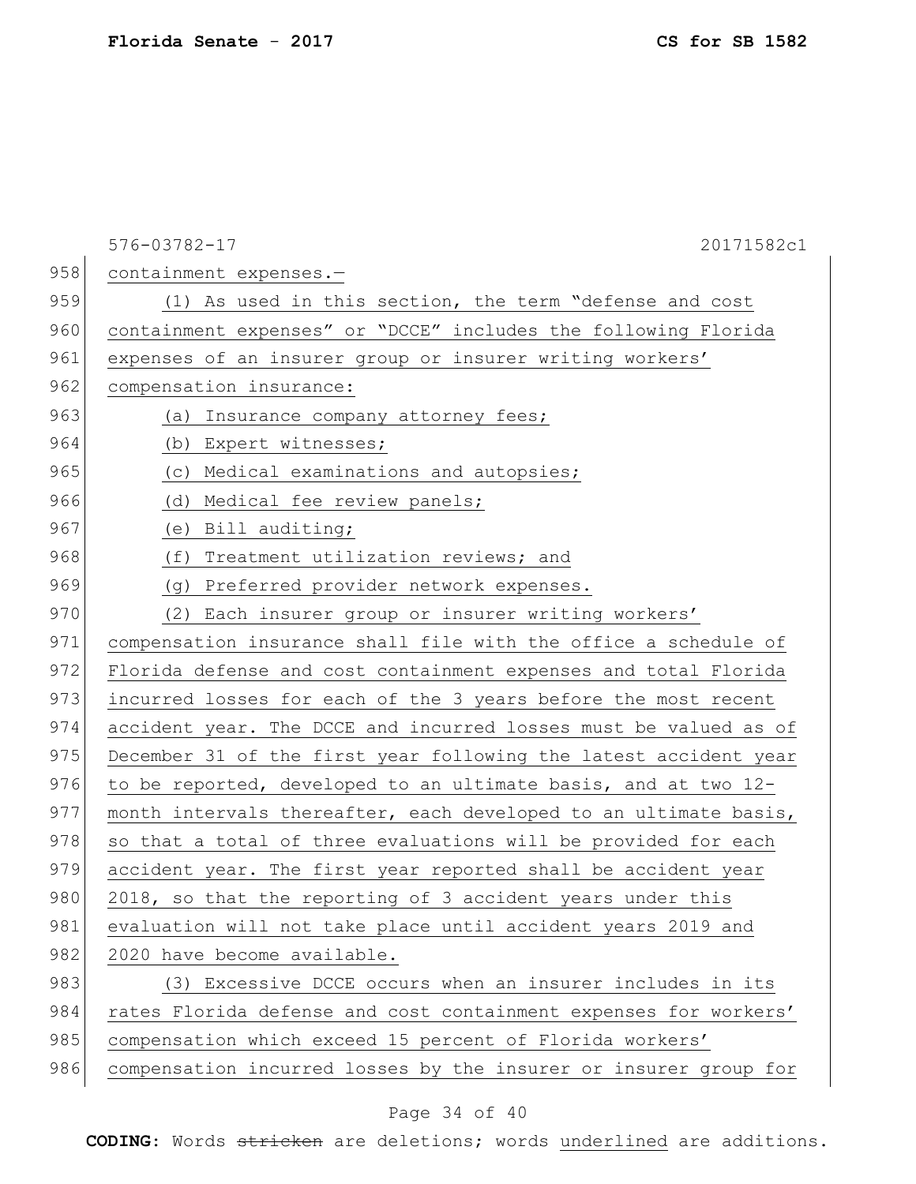containment expenses.—

(1) As used in this section, the term "defense and cost containment expenses" or "DCCE" includes the following Florida expenses of an insurer group or insurer writing workers' compensation insurance:

(a) Insurance company attorney fees;

(b) Expert witnesses;

(c) Medical examinations and autopsies;

(d) Medical fee review panels;

(e) Bill auditing;

(f) Treatment utilization reviews; and

(g) Preferred provider network expenses.

(2) Each insurer group or insurer writing workers' compensation insurance shall file with the office a schedule of Florida defense and cost containment expenses and total Florida incurred losses for each of the 3 years before the most recent accident year. The DCCE and incurred losses must be valued as of December 31 of the first year following the latest accident year to be reported, developed to an ultimate basis, and at two 12-month intervals thereafter, each developed to an ultimate basis, so that a total of three evaluations will be provided for each accident year. The first year reported shall be accident year 2018, so that the reporting of 3 accident years under this evaluation will not take place until accident years 2019 and 2020 have become available.

(3) Excessive DCCE occurs when an insurer includes in its rates Florida defense and cost containment expenses for workers' compensation which exceed 15 percent of Florida workers' compensation incurred losses by the insurer or insurer group for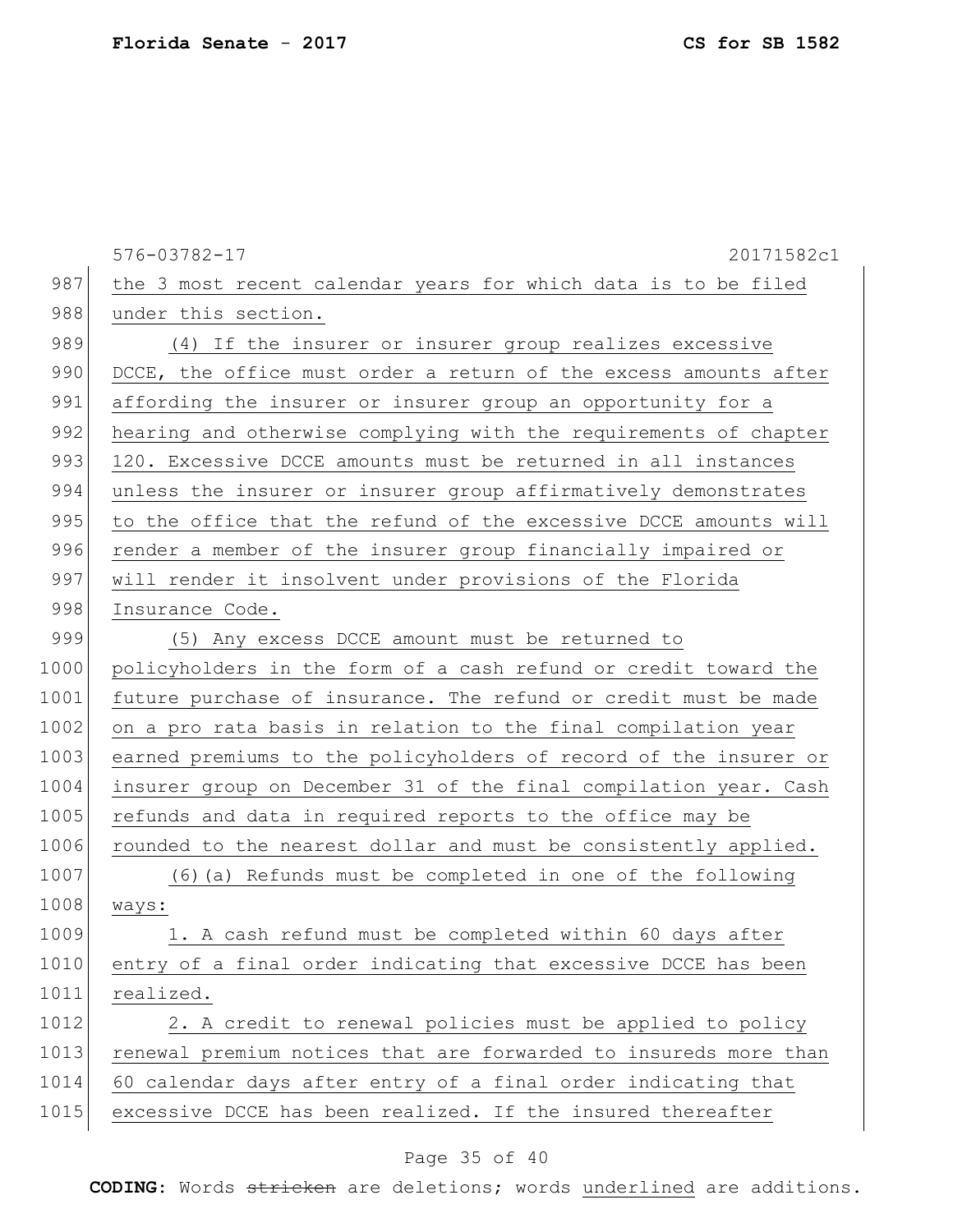the 3 most recent calendar years for which data is to be filed under this section.

(4) If the insurer or insurer group realizes excessive DCCE, the office must order a return of the excess amounts after affording the insurer or insurer group an opportunity for a hearing and otherwise complying with the requirements of chapter 120. Excessive DCCE amounts must be returned in all instances unless the insurer or insurer group affirmatively demonstrates to the office that the refund of the excessive DCCE amounts will render a member of the insurer group financially impaired or will render it insolvent under provisions of the Florida Insurance Code.

(5) Any excess DCCE amount must be returned to policyholders in the form of a cash refund or credit toward the future purchase of insurance. The refund or credit must be made on a pro rata basis in relation to the final compilation year earned premiums to the policyholders of record of the insurer or insurer group on December 31 of the final compilation year. Cash refunds and data in required reports to the office may be rounded to the nearest dollar and must be consistently applied.

(6)(a) Refunds must be completed in one of the following ways:

1. A cash refund must be completed within 60 days after entry of a final order indicating that excessive DCCE has been realized.

2. A credit to renewal policies must be applied to policy renewal premium notices that are forwarded to insureds more than 60 calendar days after entry of a final order indicating that excessive DCCE has been realized. If the insured thereafter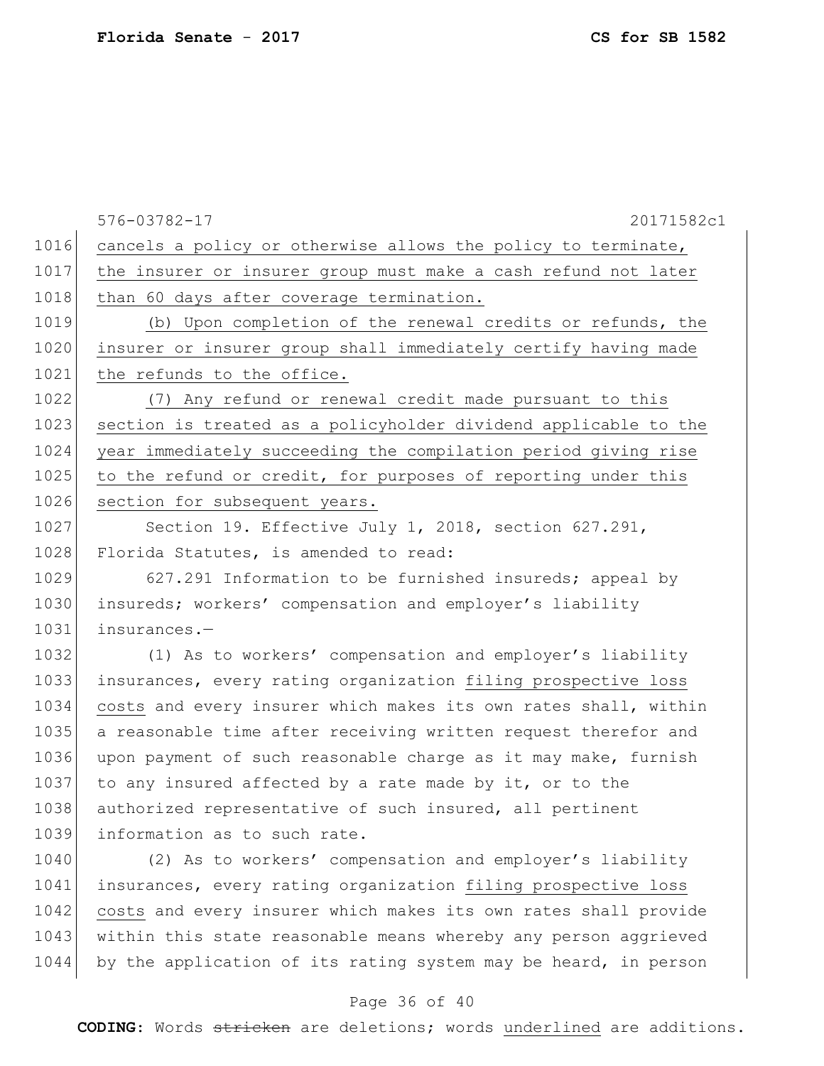cancels a policy or otherwise allows the policy to terminate, the insurer or insurer group must make a cash refund not later than 60 days after coverage termination.

(b) Upon completion of the renewal credits or refunds, the insurer or insurer group shall immediately certify having made the refunds to the office.

(7) Any refund or renewal credit made pursuant to this section is treated as a policyholder dividend applicable to the year immediately succeeding the compilation period giving rise to the refund or credit, for purposes of reporting under this section for subsequent years.

Section 19. Effective July 1, 2018, section 627.291, Florida Statutes, is amended to read:

627.291 Information to be furnished insureds; appeal by insureds; workers' compensation and employer's liability insurances.—

(1) As to workers' compensation and employer's liability insurances, every rating organization filing prospective loss costs and every insurer which makes its own rates shall, within a reasonable time after receiving written request therefor and upon payment of such reasonable charge as it may make, furnish to any insured affected by a rate made by it, or to the authorized representative of such insured, all pertinent information as to such rate.

(2) As to workers' compensation and employer's liability insurances, every rating organization filing prospective loss costs and every insurer which makes its own rates shall provide within this state reasonable means whereby any person aggrieved by the application of its rating system may be heard, in person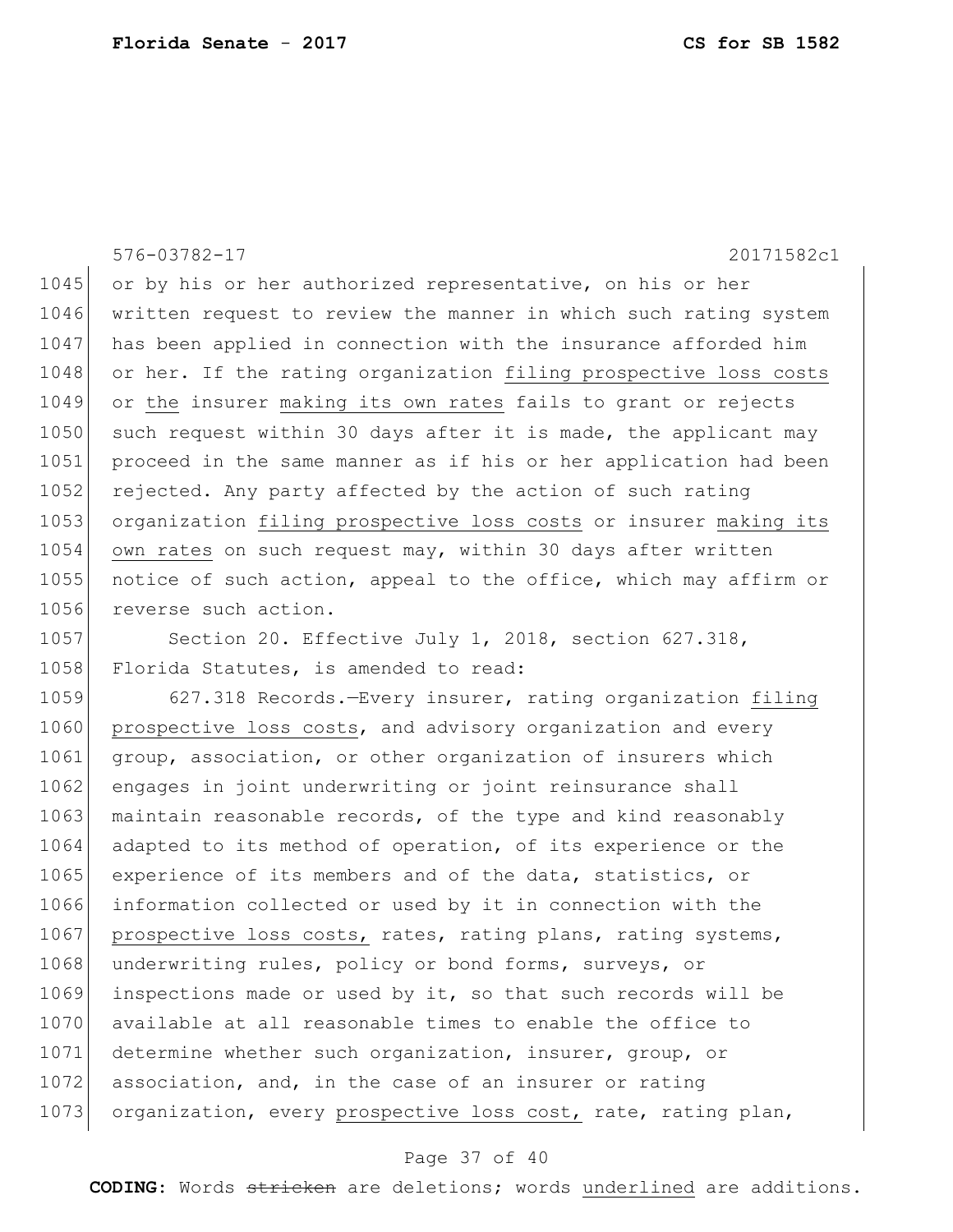or by his or her authorized representative, on his or her written request to review the manner in which such rating system has been applied in connection with the insurance afforded him or her. If the rating organization filing prospective loss costs or the insurer making its own rates fails to grant or rejects such request within 30 days after it is made, the applicant may proceed in the same manner as if his or her application had been rejected. Any party affected by the action of such rating organization filing prospective loss costs or insurer making its own rates on such request may, within 30 days after written notice of such action, appeal to the office, which may affirm or reverse such action.

Section 20. Effective July 1, 2018, section 627.318, Florida Statutes, is amended to read:

627.318 Records.—Every insurer, rating organization filing prospective loss costs, and advisory organization and every group, association, or other organization of insurers which engages in joint underwriting or joint reinsurance shall maintain reasonable records, of the type and kind reasonably adapted to its method of operation, of its experience or the experience of its members and of the data, statistics, or information collected or used by it in connection with the prospective loss costs, rates, rating plans, rating systems, underwriting rules, policy or bond forms, surveys, or inspections made or used by it, so that such records will be available at all reasonable times to enable the office to determine whether such organization, insurer, group, or association, and, in the case of an insurer or rating organization, every prospective loss cost, rate, rating plan,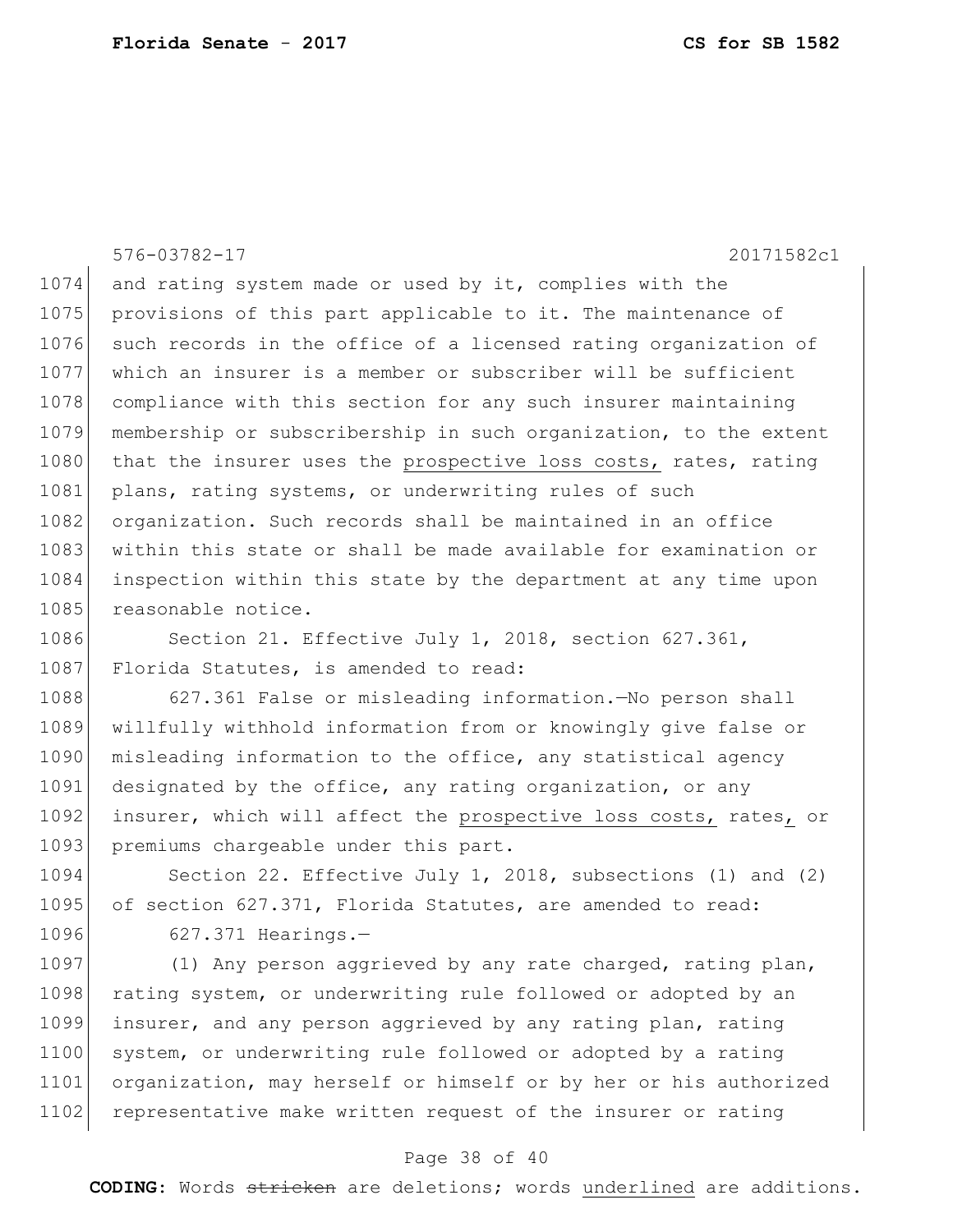576-03782-17 20171582c1

and rating system made or used by it, complies with the provisions of this part applicable to it. The maintenance of such records in the office of a licensed rating organization of which an insurer is a member or subscriber will be sufficient compliance with this section for any such insurer maintaining membership or subscribership in such organization, to the extent that the insurer uses the <u>prospective loss costs,</u> rates, rating plans, rating systems, or underwriting rules of such organization. Such records shall be maintained in an office within this state or shall be made available for examination or inspection within this state by the department at any time upon reasonable notice.

Section 21. Effective July 1, 2018, section 627.361, Florida Statutes, is amended to read:

627.361 False or misleading information.—No person shall willfully withhold information from or knowingly give false or misleading information to the office, any statistical agency designated by the office, any rating organization, or any insurer, which will affect the <u>prospective loss costs,</u> rates<u>,</u> or premiums chargeable under this part.

Section 22. Effective July 1, 2018, subsections (1) and (2) of section 627.371, Florida Statutes, are amended to read:

627.371 Hearings.—

(1) Any person aggrieved by any rate charged, rating plan, rating system, or underwriting rule followed or adopted by an insurer, and any person aggrieved by any rating plan, rating system, or underwriting rule followed or adopted by a rating organization, may herself or himself or by her or his authorized representative make written request of the insurer or rating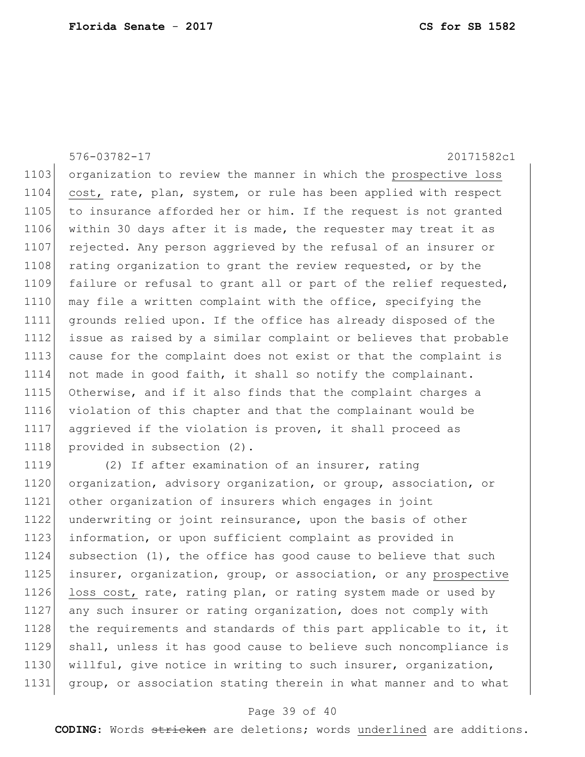576-03782-17 20171582c1

organization to review the manner in which the prospective loss cost, rate, plan, system, or rule has been applied with respect to insurance afforded her or him. If the request is not granted within 30 days after it is made, the requester may treat it as rejected. Any person aggrieved by the refusal of an insurer or rating organization to grant the review requested, or by the failure or refusal to grant all or part of the relief requested, may file a written complaint with the office, specifying the grounds relied upon. If the office has already disposed of the issue as raised by a similar complaint or believes that probable cause for the complaint does not exist or that the complaint is not made in good faith, it shall so notify the complainant. Otherwise, and if it also finds that the complaint charges a violation of this chapter and that the complainant would be aggrieved if the violation is proven, it shall proceed as provided in subsection (2).

(2) If after examination of an insurer, rating organization, advisory organization, or group, association, or other organization of insurers which engages in joint underwriting or joint reinsurance, upon the basis of other information, or upon sufficient complaint as provided in subsection (1), the office has good cause to believe that such insurer, organization, group, or association, or any prospective loss cost, rate, rating plan, or rating system made or used by any such insurer or rating organization, does not comply with the requirements and standards of this part applicable to it, it shall, unless it has good cause to believe such noncompliance is willful, give notice in writing to such insurer, organization, group, or association stating therein in what manner and to what

**CODING:** Words ~~stricken~~ are deletions; words <u>underlined</u> are additions.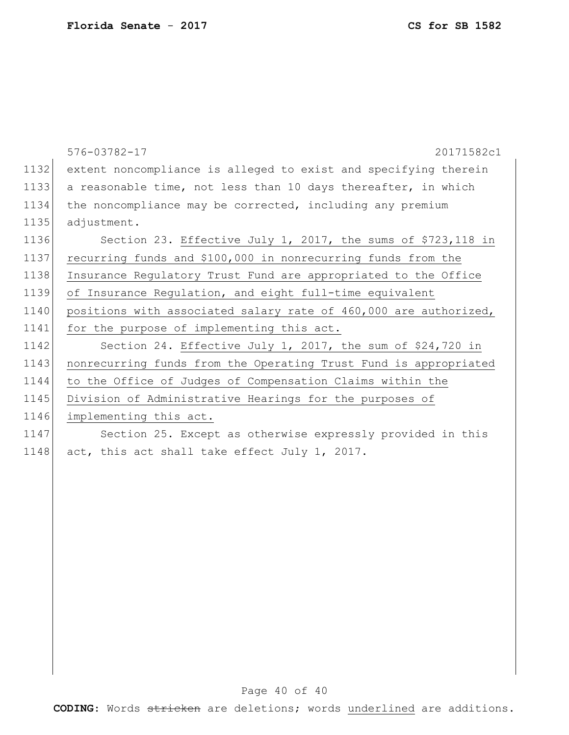extent noncompliance is alleged to exist and specifying therein a reasonable time, not less than 10 days thereafter, in which the noncompliance may be corrected, including any premium adjustment.

Section 23. Effective July 1, 2017, the sums of $723,118 in recurring funds and $100,000 in nonrecurring funds from the Insurance Regulatory Trust Fund are appropriated to the Office of Insurance Regulation, and eight full-time equivalent positions with associated salary rate of 460,000 are authorized, for the purpose of implementing this act.

Section 24. Effective July 1, 2017, the sum of $24,720 in nonrecurring funds from the Operating Trust Fund is appropriated to the Office of Judges of Compensation Claims within the Division of Administrative Hearings for the purposes of implementing this act.

Section 25. Except as otherwise expressly provided in this act, this act shall take effect July 1, 2017.